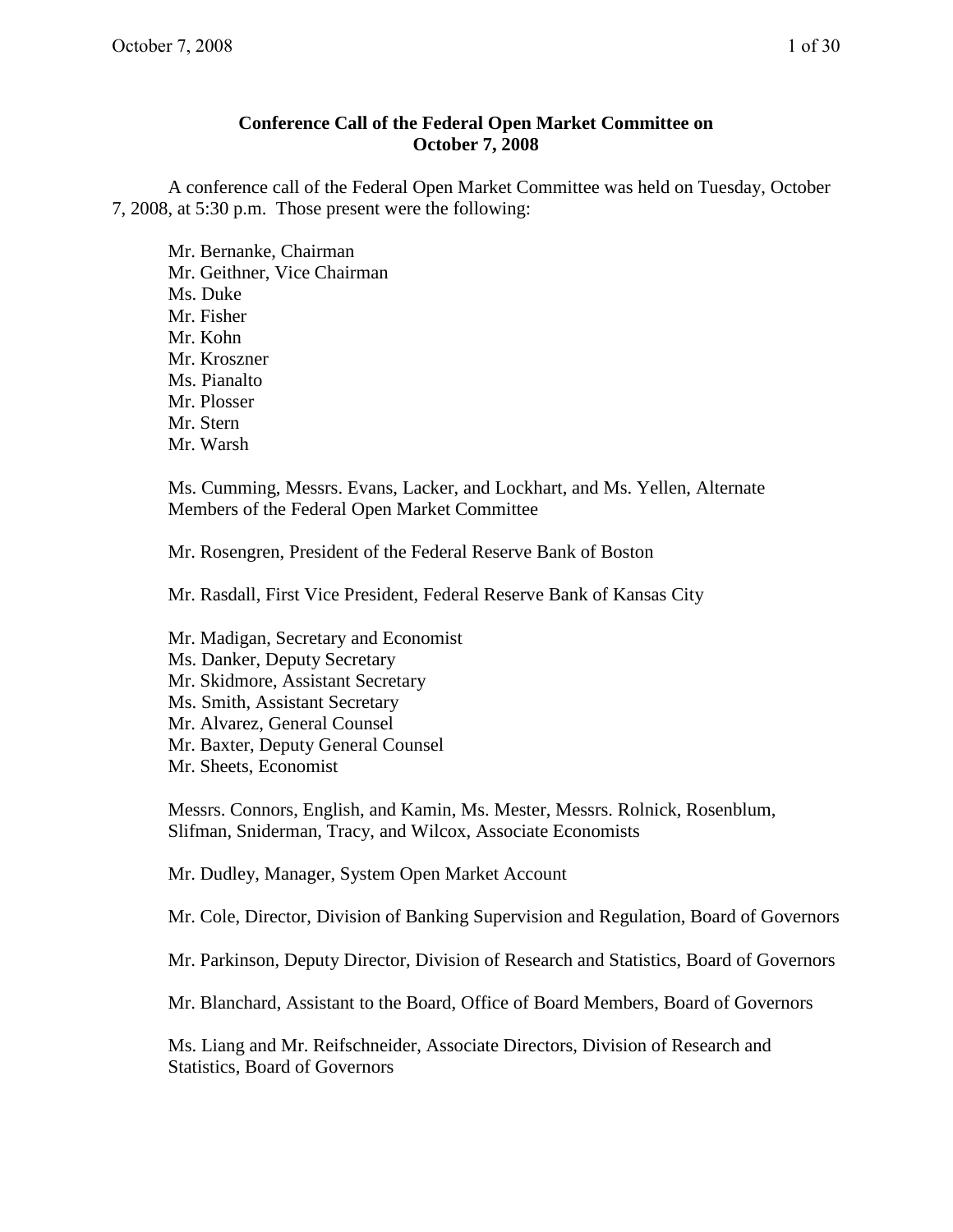## Conference Call of the Federal Open Market Committee on October 7, 2008

A conference call of the Federal Open Market Committee was held on Tuesday, October 7, 2008, at 5:30 p.m. Those present were the following:

Mr. Bernanke, Chairman
Mr. Geithner, Vice Chairman
Ms. Duke
Mr. Fisher
Mr. Kohn
Mr. Kroszner
Ms. Pianalto
Mr. Plosser
Mr. Stern
Mr. Warsh

Ms. Cumming, Messrs. Evans, Lacker, and Lockhart, and Ms. Yellen, Alternate Members of the Federal Open Market Committee

Mr. Rosengren, President of the Federal Reserve Bank of Boston

Mr. Rasdall, First Vice President, Federal Reserve Bank of Kansas City

Mr. Madigan, Secretary and Economist
Ms. Danker, Deputy Secretary
Mr. Skidmore, Assistant Secretary
Ms. Smith, Assistant Secretary
Mr. Alvarez, General Counsel
Mr. Baxter, Deputy General Counsel
Mr. Sheets, Economist

Messrs. Connors, English, and Kamin, Ms. Mester, Messrs. Rolnick, Rosenblum, Slifman, Sniderman, Tracy, and Wilcox, Associate Economists

Mr. Dudley, Manager, System Open Market Account

Mr. Cole, Director, Division of Banking Supervision and Regulation, Board of Governors

Mr. Parkinson, Deputy Director, Division of Research and Statistics, Board of Governors

Mr. Blanchard, Assistant to the Board, Office of Board Members, Board of Governors

Ms. Liang and Mr. Reifschneider, Associate Directors, Division of Research and Statistics, Board of Governors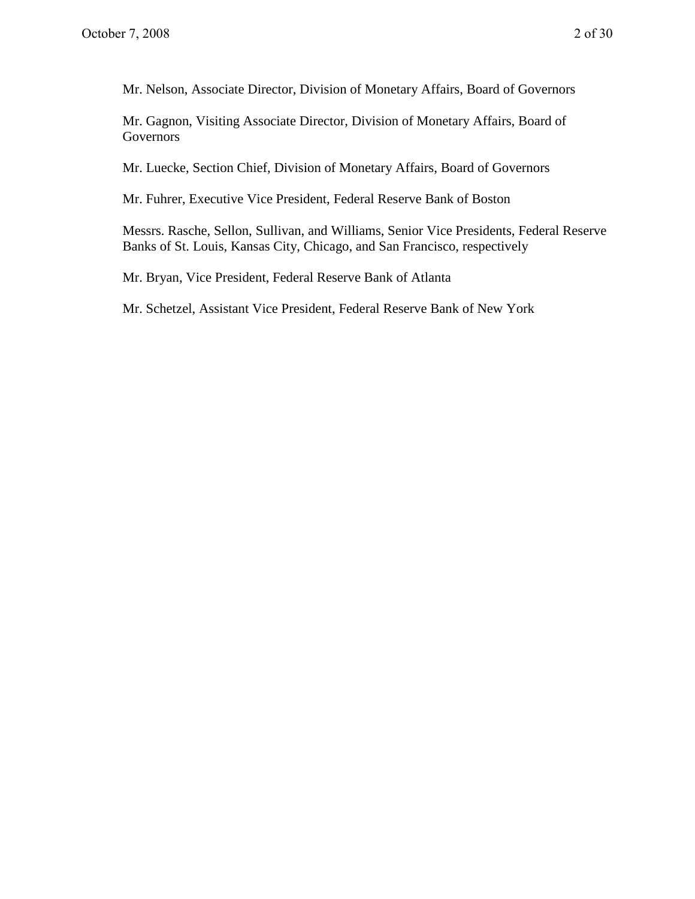Mr. Nelson, Associate Director, Division of Monetary Affairs, Board of Governors

Mr. Gagnon, Visiting Associate Director, Division of Monetary Affairs, Board of Governors

Mr. Luecke, Section Chief, Division of Monetary Affairs, Board of Governors

Mr. Fuhrer, Executive Vice President, Federal Reserve Bank of Boston

Messrs. Rasche, Sellon, Sullivan, and Williams, Senior Vice Presidents, Federal Reserve Banks of St. Louis, Kansas City, Chicago, and San Francisco, respectively

Mr. Bryan, Vice President, Federal Reserve Bank of Atlanta

Mr. Schetzel, Assistant Vice President, Federal Reserve Bank of New York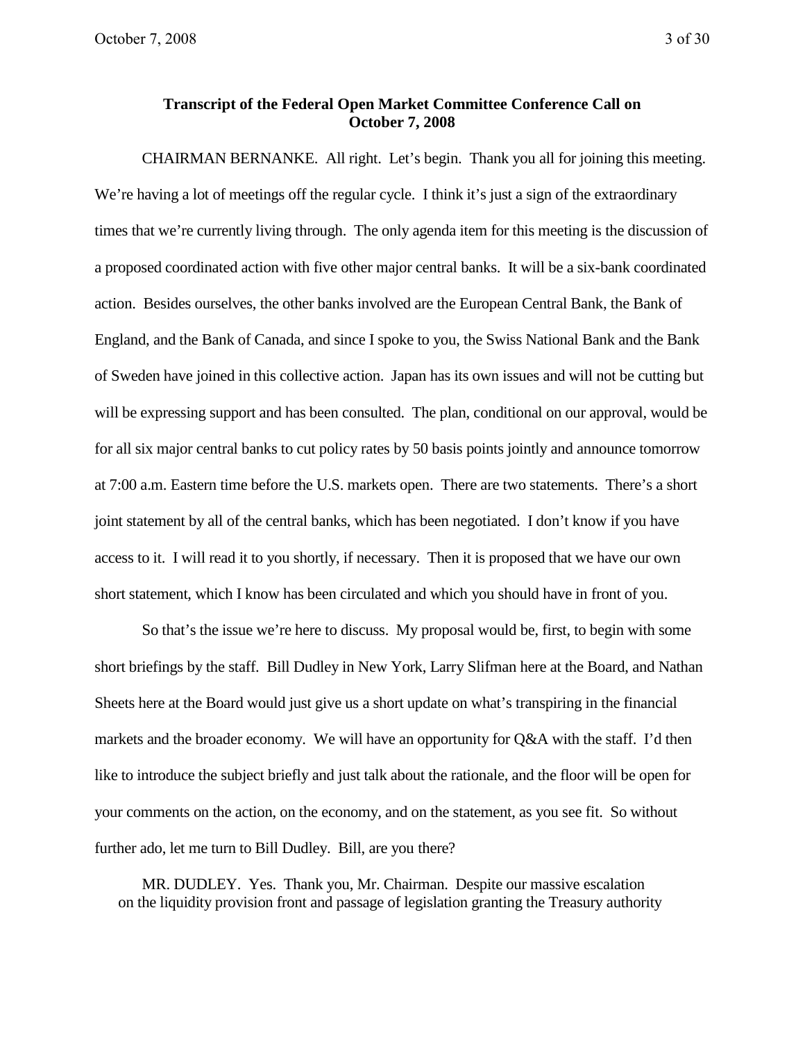**Transcript of the Federal Open Market Committee Conference Call on October 7, 2008**

CHAIRMAN BERNANKE. All right. Let's begin. Thank you all for joining this meeting. We're having a lot of meetings off the regular cycle. I think it's just a sign of the extraordinary times that we're currently living through. The only agenda item for this meeting is the discussion of a proposed coordinated action with five other major central banks. It will be a six-bank coordinated action. Besides ourselves, the other banks involved are the European Central Bank, the Bank of England, and the Bank of Canada, and since I spoke to you, the Swiss National Bank and the Bank of Sweden have joined in this collective action. Japan has its own issues and will not be cutting but will be expressing support and has been consulted. The plan, conditional on our approval, would be for all six major central banks to cut policy rates by 50 basis points jointly and announce tomorrow at 7:00 a.m. Eastern time before the U.S. markets open. There are two statements. There's a short joint statement by all of the central banks, which has been negotiated. I don't know if you have access to it. I will read it to you shortly, if necessary. Then it is proposed that we have our own short statement, which I know has been circulated and which you should have in front of you.

So that's the issue we're here to discuss. My proposal would be, first, to begin with some short briefings by the staff. Bill Dudley in New York, Larry Slifman here at the Board, and Nathan Sheets here at the Board would just give us a short update on what's transpiring in the financial markets and the broader economy. We will have an opportunity for Q&A with the staff. I'd then like to introduce the subject briefly and just talk about the rationale, and the floor will be open for your comments on the action, on the economy, and on the statement, as you see fit. So without further ado, let me turn to Bill Dudley. Bill, are you there?

MR. DUDLEY. Yes. Thank you, Mr. Chairman. Despite our massive escalation on the liquidity provision front and passage of legislation granting the Treasury authority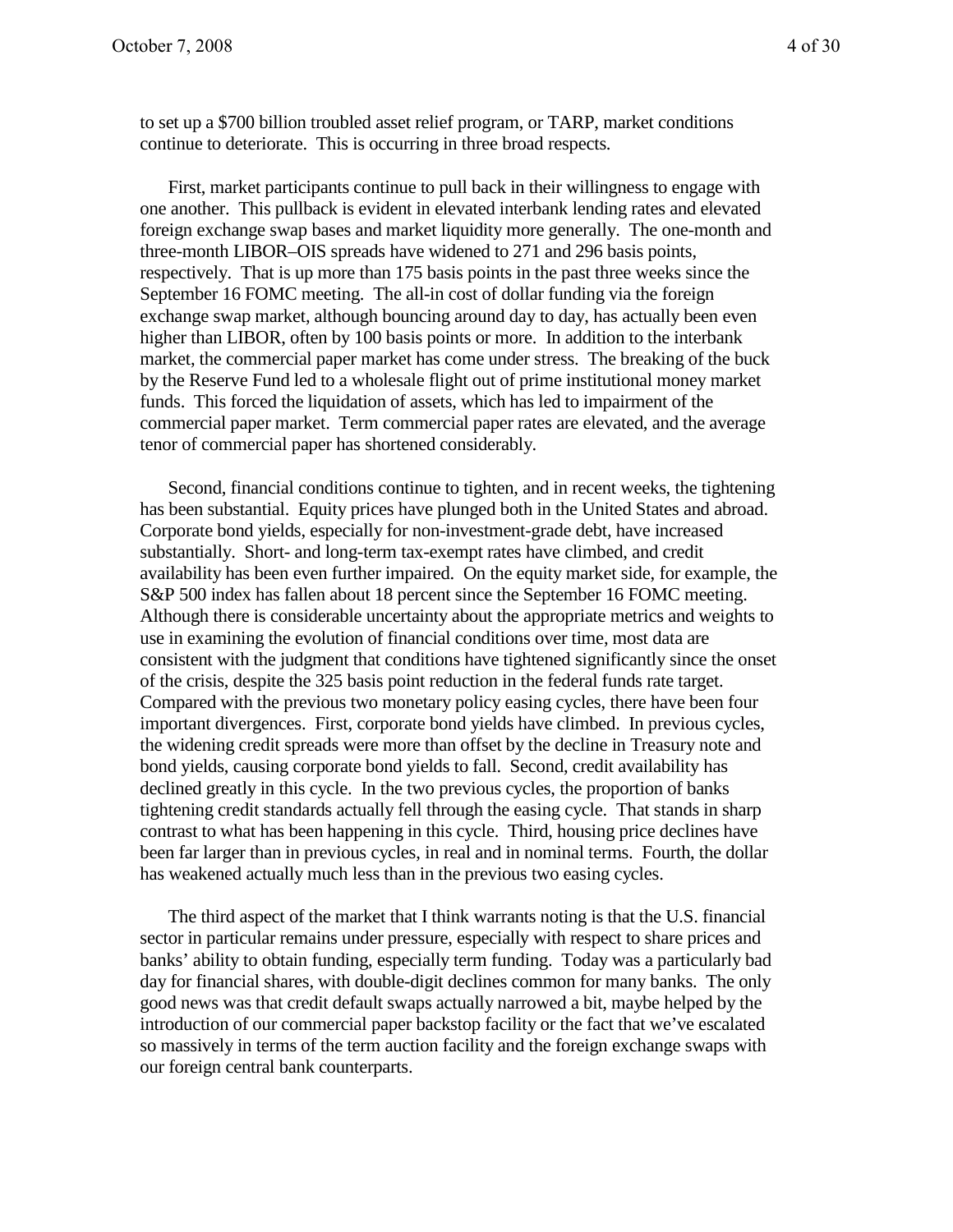to set up a $700 billion troubled asset relief program, or TARP, market conditions continue to deteriorate. This is occurring in three broad respects.

First, market participants continue to pull back in their willingness to engage with one another. This pullback is evident in elevated interbank lending rates and elevated foreign exchange swap bases and market liquidity more generally. The one-month and three-month LIBOR–OIS spreads have widened to 271 and 296 basis points, respectively. That is up more than 175 basis points in the past three weeks since the September 16 FOMC meeting. The all-in cost of dollar funding via the foreign exchange swap market, although bouncing around day to day, has actually been even higher than LIBOR, often by 100 basis points or more. In addition to the interbank market, the commercial paper market has come under stress. The breaking of the buck by the Reserve Fund led to a wholesale flight out of prime institutional money market funds. This forced the liquidation of assets, which has led to impairment of the commercial paper market. Term commercial paper rates are elevated, and the average tenor of commercial paper has shortened considerably.

Second, financial conditions continue to tighten, and in recent weeks, the tightening has been substantial. Equity prices have plunged both in the United States and abroad. Corporate bond yields, especially for non-investment-grade debt, have increased substantially. Short- and long-term tax-exempt rates have climbed, and credit availability has been even further impaired. On the equity market side, for example, the S&P 500 index has fallen about 18 percent since the September 16 FOMC meeting. Although there is considerable uncertainty about the appropriate metrics and weights to use in examining the evolution of financial conditions over time, most data are consistent with the judgment that conditions have tightened significantly since the onset of the crisis, despite the 325 basis point reduction in the federal funds rate target. Compared with the previous two monetary policy easing cycles, there have been four important divergences. First, corporate bond yields have climbed. In previous cycles, the widening credit spreads were more than offset by the decline in Treasury note and bond yields, causing corporate bond yields to fall. Second, credit availability has declined greatly in this cycle. In the two previous cycles, the proportion of banks tightening credit standards actually fell through the easing cycle. That stands in sharp contrast to what has been happening in this cycle. Third, housing price declines have been far larger than in previous cycles, in real and in nominal terms. Fourth, the dollar has weakened actually much less than in the previous two easing cycles.

The third aspect of the market that I think warrants noting is that the U.S. financial sector in particular remains under pressure, especially with respect to share prices and banks' ability to obtain funding, especially term funding. Today was a particularly bad day for financial shares, with double-digit declines common for many banks. The only good news was that credit default swaps actually narrowed a bit, maybe helped by the introduction of our commercial paper backstop facility or the fact that we've escalated so massively in terms of the term auction facility and the foreign exchange swaps with our foreign central bank counterparts.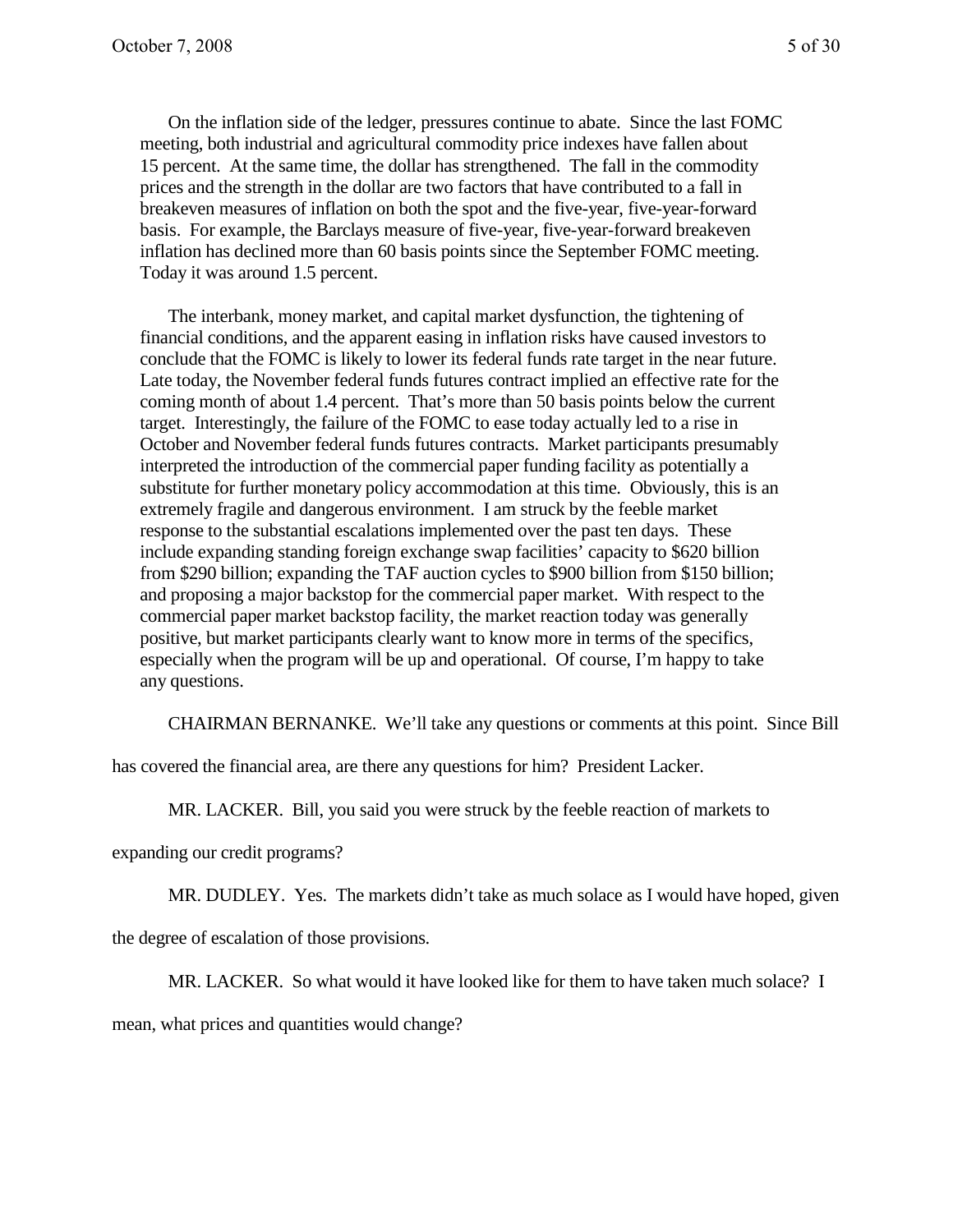On the inflation side of the ledger, pressures continue to abate. Since the last FOMC meeting, both industrial and agricultural commodity price indexes have fallen about 15 percent. At the same time, the dollar has strengthened. The fall in the commodity prices and the strength in the dollar are two factors that have contributed to a fall in breakeven measures of inflation on both the spot and the five-year, five-year-forward basis. For example, the Barclays measure of five-year, five-year-forward breakeven inflation has declined more than 60 basis points since the September FOMC meeting. Today it was around 1.5 percent.

The interbank, money market, and capital market dysfunction, the tightening of financial conditions, and the apparent easing in inflation risks have caused investors to conclude that the FOMC is likely to lower its federal funds rate target in the near future. Late today, the November federal funds futures contract implied an effective rate for the coming month of about 1.4 percent. That's more than 50 basis points below the current target. Interestingly, the failure of the FOMC to ease today actually led to a rise in October and November federal funds futures contracts. Market participants presumably interpreted the introduction of the commercial paper funding facility as potentially a substitute for further monetary policy accommodation at this time. Obviously, this is an extremely fragile and dangerous environment. I am struck by the feeble market response to the substantial escalations implemented over the past ten days. These include expanding standing foreign exchange swap facilities' capacity to $620 billion from $290 billion; expanding the TAF auction cycles to $900 billion from $150 billion; and proposing a major backstop for the commercial paper market. With respect to the commercial paper market backstop facility, the market reaction today was generally positive, but market participants clearly want to know more in terms of the specifics, especially when the program will be up and operational. Of course, I'm happy to take any questions.

CHAIRMAN BERNANKE. We'll take any questions or comments at this point. Since Bill has covered the financial area, are there any questions for him? President Lacker.

MR. LACKER. Bill, you said you were struck by the feeble reaction of markets to expanding our credit programs?

MR. DUDLEY. Yes. The markets didn't take as much solace as I would have hoped, given the degree of escalation of those provisions.

MR. LACKER. So what would it have looked like for them to have taken much solace? I mean, what prices and quantities would change?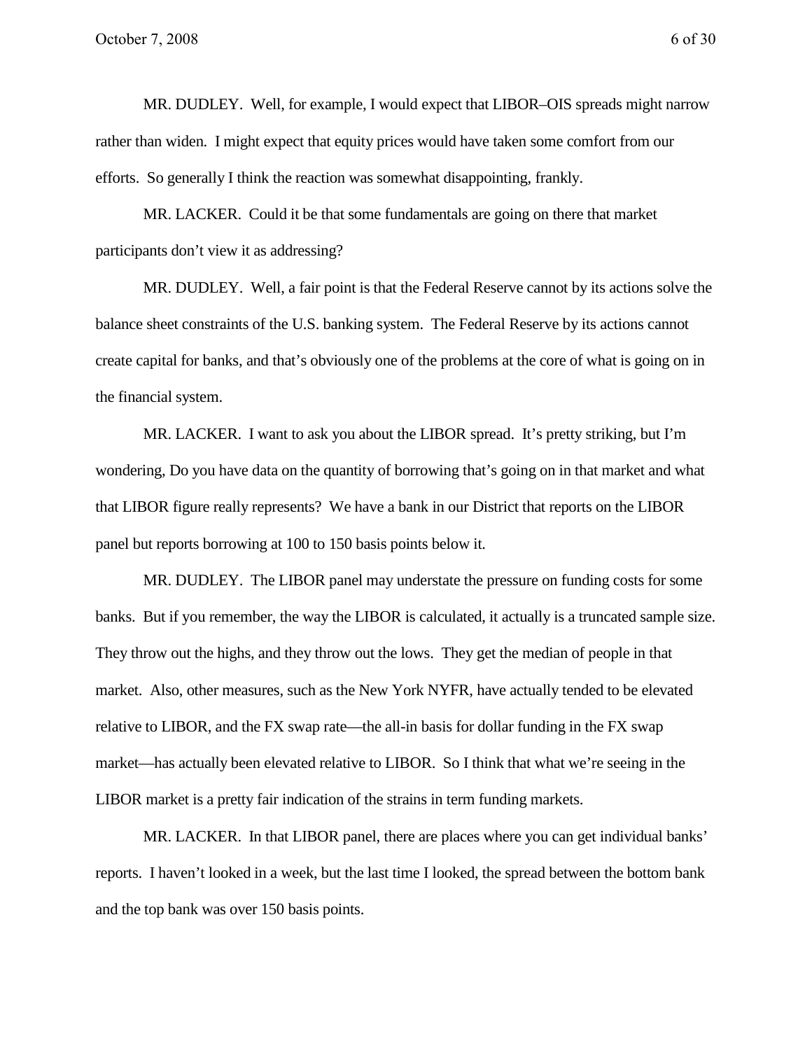MR. DUDLEY. Well, for example, I would expect that LIBOR–OIS spreads might narrow rather than widen. I might expect that equity prices would have taken some comfort from our efforts. So generally I think the reaction was somewhat disappointing, frankly.

MR. LACKER. Could it be that some fundamentals are going on there that market participants don't view it as addressing?

MR. DUDLEY. Well, a fair point is that the Federal Reserve cannot by its actions solve the balance sheet constraints of the U.S. banking system. The Federal Reserve by its actions cannot create capital for banks, and that's obviously one of the problems at the core of what is going on in the financial system.

MR. LACKER. I want to ask you about the LIBOR spread. It's pretty striking, but I'm wondering, Do you have data on the quantity of borrowing that's going on in that market and what that LIBOR figure really represents? We have a bank in our District that reports on the LIBOR panel but reports borrowing at 100 to 150 basis points below it.

MR. DUDLEY. The LIBOR panel may understate the pressure on funding costs for some banks. But if you remember, the way the LIBOR is calculated, it actually is a truncated sample size. They throw out the highs, and they throw out the lows. They get the median of people in that market. Also, other measures, such as the New York NYFR, have actually tended to be elevated relative to LIBOR, and the FX swap rate—the all-in basis for dollar funding in the FX swap market—has actually been elevated relative to LIBOR. So I think that what we're seeing in the LIBOR market is a pretty fair indication of the strains in term funding markets.

MR. LACKER. In that LIBOR panel, there are places where you can get individual banks' reports. I haven't looked in a week, but the last time I looked, the spread between the bottom bank and the top bank was over 150 basis points.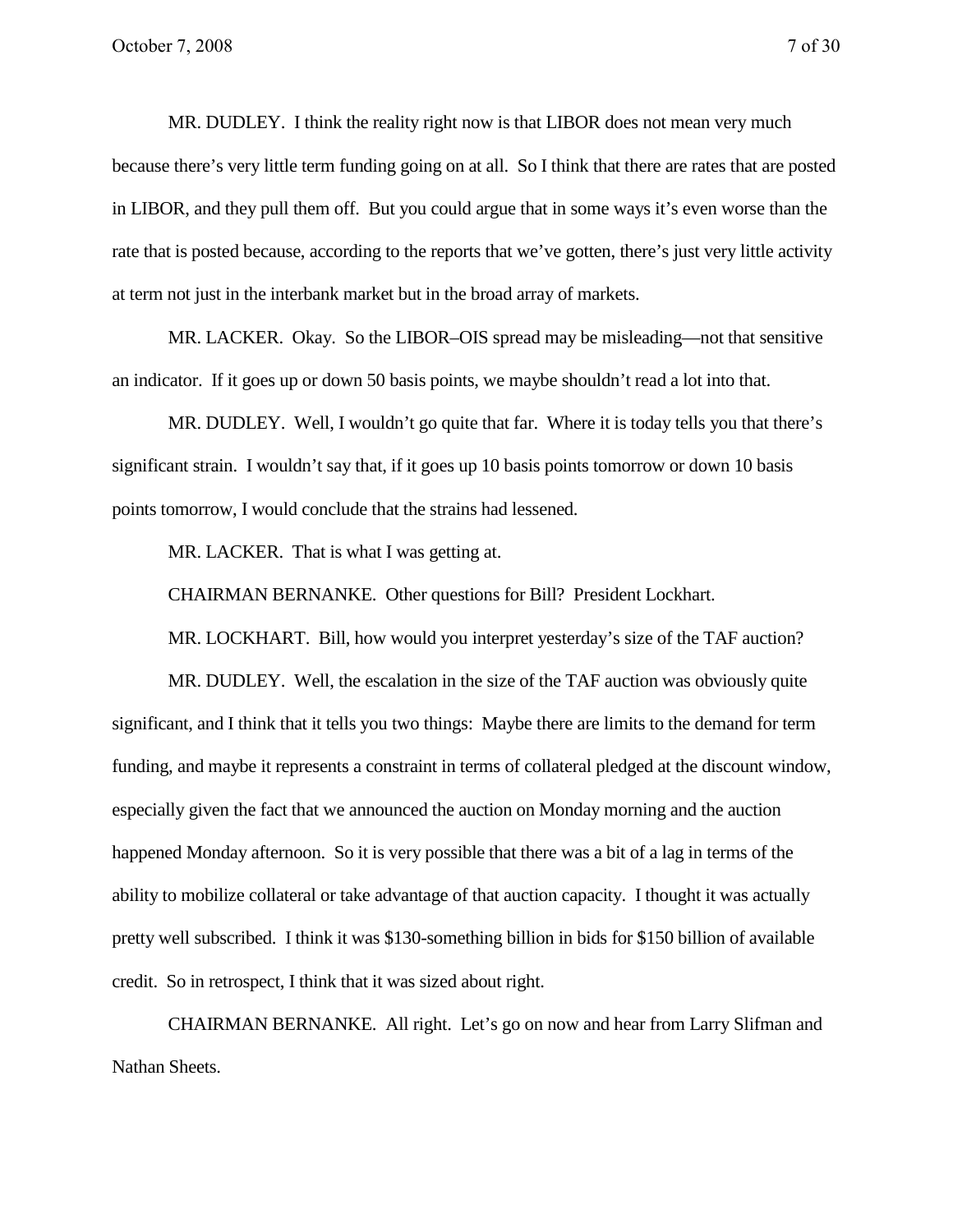MR. DUDLEY. I think the reality right now is that LIBOR does not mean very much because there's very little term funding going on at all. So I think that there are rates that are posted in LIBOR, and they pull them off. But you could argue that in some ways it's even worse than the rate that is posted because, according to the reports that we've gotten, there's just very little activity at term not just in the interbank market but in the broad array of markets.

MR. LACKER. Okay. So the LIBOR–OIS spread may be misleading—not that sensitive an indicator. If it goes up or down 50 basis points, we maybe shouldn't read a lot into that.

MR. DUDLEY. Well, I wouldn't go quite that far. Where it is today tells you that there's significant strain. I wouldn't say that, if it goes up 10 basis points tomorrow or down 10 basis points tomorrow, I would conclude that the strains had lessened.

MR. LACKER. That is what I was getting at.

CHAIRMAN BERNANKE. Other questions for Bill? President Lockhart.

MR. LOCKHART. Bill, how would you interpret yesterday's size of the TAF auction?

MR. DUDLEY. Well, the escalation in the size of the TAF auction was obviously quite significant, and I think that it tells you two things: Maybe there are limits to the demand for term funding, and maybe it represents a constraint in terms of collateral pledged at the discount window, especially given the fact that we announced the auction on Monday morning and the auction happened Monday afternoon. So it is very possible that there was a bit of a lag in terms of the ability to mobilize collateral or take advantage of that auction capacity. I thought it was actually pretty well subscribed. I think it was $130-something billion in bids for $150 billion of available credit. So in retrospect, I think that it was sized about right.

CHAIRMAN BERNANKE. All right. Let's go on now and hear from Larry Slifman and Nathan Sheets.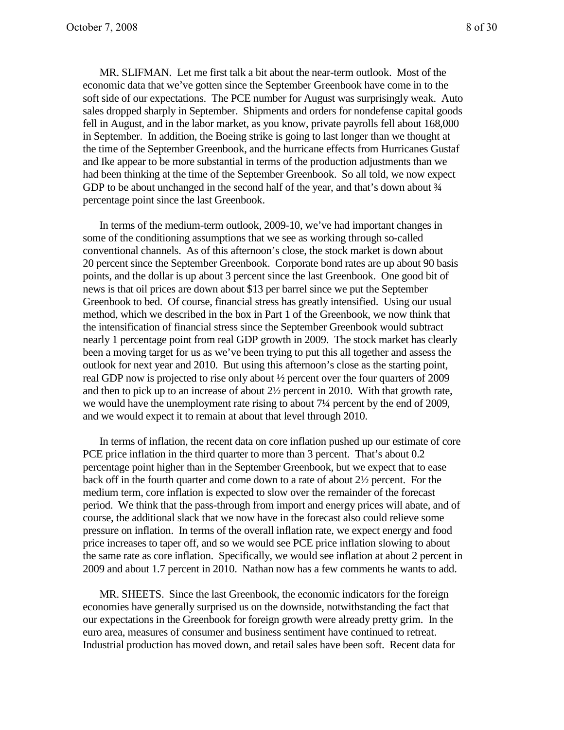MR. SLIFMAN. Let me first talk a bit about the near-term outlook. Most of the economic data that we've gotten since the September Greenbook have come in to the soft side of our expectations. The PCE number for August was surprisingly weak. Auto sales dropped sharply in September. Shipments and orders for nondefense capital goods fell in August, and in the labor market, as you know, private payrolls fell about 168,000 in September. In addition, the Boeing strike is going to last longer than we thought at the time of the September Greenbook, and the hurricane effects from Hurricanes Gustaf and Ike appear to be more substantial in terms of the production adjustments than we had been thinking at the time of the September Greenbook. So all told, we now expect GDP to be about unchanged in the second half of the year, and that's down about ¾ percentage point since the last Greenbook.

In terms of the medium-term outlook, 2009-10, we've had important changes in some of the conditioning assumptions that we see as working through so-called conventional channels. As of this afternoon's close, the stock market is down about 20 percent since the September Greenbook. Corporate bond rates are up about 90 basis points, and the dollar is up about 3 percent since the last Greenbook. One good bit of news is that oil prices are down about $13 per barrel since we put the September Greenbook to bed. Of course, financial stress has greatly intensified. Using our usual method, which we described in the box in Part 1 of the Greenbook, we now think that the intensification of financial stress since the September Greenbook would subtract nearly 1 percentage point from real GDP growth in 2009. The stock market has clearly been a moving target for us as we've been trying to put this all together and assess the outlook for next year and 2010. But using this afternoon's close as the starting point, real GDP now is projected to rise only about ½ percent over the four quarters of 2009 and then to pick up to an increase of about 2½ percent in 2010. With that growth rate, we would have the unemployment rate rising to about 7¼ percent by the end of 2009, and we would expect it to remain at about that level through 2010.

In terms of inflation, the recent data on core inflation pushed up our estimate of core PCE price inflation in the third quarter to more than 3 percent. That's about 0.2 percentage point higher than in the September Greenbook, but we expect that to ease back off in the fourth quarter and come down to a rate of about 2½ percent. For the medium term, core inflation is expected to slow over the remainder of the forecast period. We think that the pass-through from import and energy prices will abate, and of course, the additional slack that we now have in the forecast also could relieve some pressure on inflation. In terms of the overall inflation rate, we expect energy and food price increases to taper off, and so we would see PCE price inflation slowing to about the same rate as core inflation. Specifically, we would see inflation at about 2 percent in 2009 and about 1.7 percent in 2010. Nathan now has a few comments he wants to add.

MR. SHEETS. Since the last Greenbook, the economic indicators for the foreign economies have generally surprised us on the downside, notwithstanding the fact that our expectations in the Greenbook for foreign growth were already pretty grim. In the euro area, measures of consumer and business sentiment have continued to retreat. Industrial production has moved down, and retail sales have been soft. Recent data for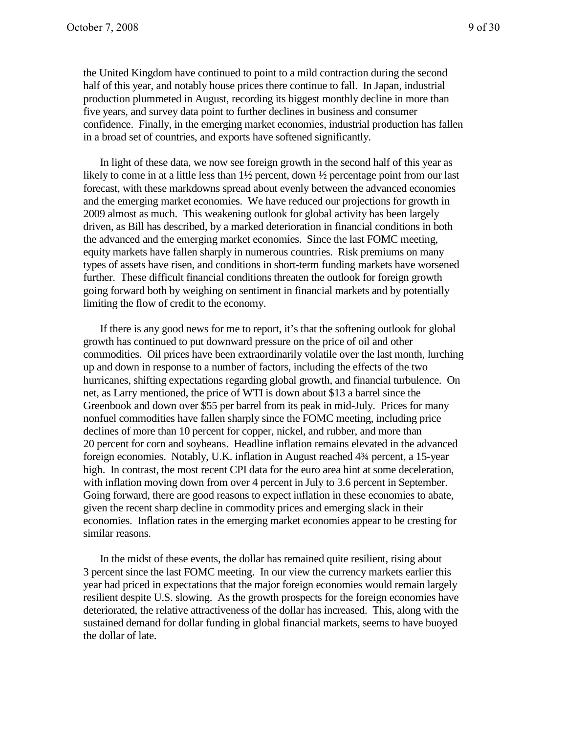the United Kingdom have continued to point to a mild contraction during the second half of this year, and notably house prices there continue to fall. In Japan, industrial production plummeted in August, recording its biggest monthly decline in more than five years, and survey data point to further declines in business and consumer confidence. Finally, in the emerging market economies, industrial production has fallen in a broad set of countries, and exports have softened significantly.

In light of these data, we now see foreign growth in the second half of this year as likely to come in at a little less than 1½ percent, down ½ percentage point from our last forecast, with these markdowns spread about evenly between the advanced economies and the emerging market economies. We have reduced our projections for growth in 2009 almost as much. This weakening outlook for global activity has been largely driven, as Bill has described, by a marked deterioration in financial conditions in both the advanced and the emerging market economies. Since the last FOMC meeting, equity markets have fallen sharply in numerous countries. Risk premiums on many types of assets have risen, and conditions in short-term funding markets have worsened further. These difficult financial conditions threaten the outlook for foreign growth going forward both by weighing on sentiment in financial markets and by potentially limiting the flow of credit to the economy.

If there is any good news for me to report, it's that the softening outlook for global growth has continued to put downward pressure on the price of oil and other commodities. Oil prices have been extraordinarily volatile over the last month, lurching up and down in response to a number of factors, including the effects of the two hurricanes, shifting expectations regarding global growth, and financial turbulence. On net, as Larry mentioned, the price of WTI is down about $13 a barrel since the Greenbook and down over $55 per barrel from its peak in mid-July. Prices for many nonfuel commodities have fallen sharply since the FOMC meeting, including price declines of more than 10 percent for copper, nickel, and rubber, and more than 20 percent for corn and soybeans. Headline inflation remains elevated in the advanced foreign economies. Notably, U.K. inflation in August reached 4¾ percent, a 15-year high. In contrast, the most recent CPI data for the euro area hint at some deceleration, with inflation moving down from over 4 percent in July to 3.6 percent in September. Going forward, there are good reasons to expect inflation in these economies to abate, given the recent sharp decline in commodity prices and emerging slack in their economies. Inflation rates in the emerging market economies appear to be cresting for similar reasons.

In the midst of these events, the dollar has remained quite resilient, rising about 3 percent since the last FOMC meeting. In our view the currency markets earlier this year had priced in expectations that the major foreign economies would remain largely resilient despite U.S. slowing. As the growth prospects for the foreign economies have deteriorated, the relative attractiveness of the dollar has increased. This, along with the sustained demand for dollar funding in global financial markets, seems to have buoyed the dollar of late.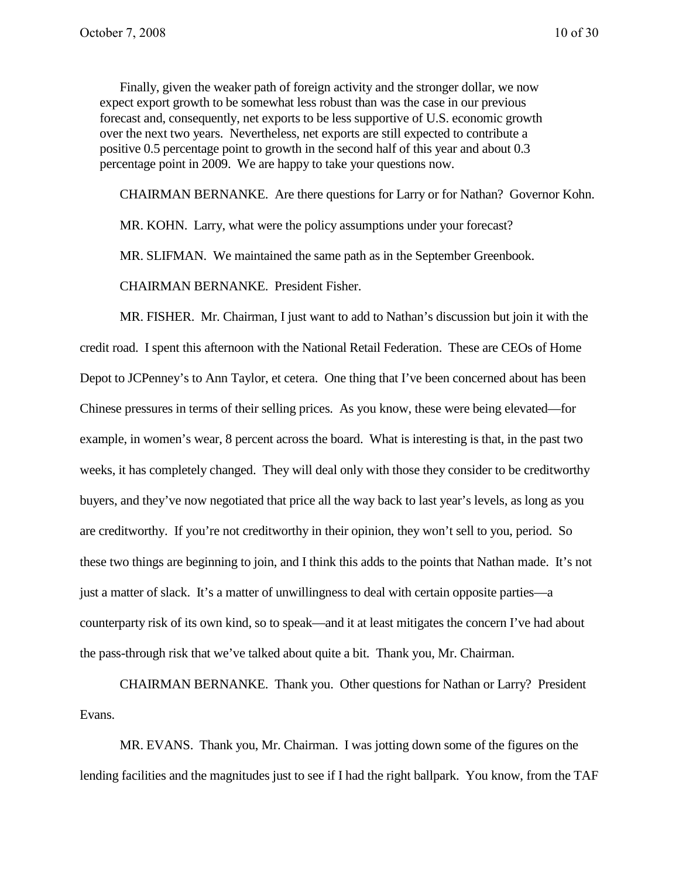Finally, given the weaker path of foreign activity and the stronger dollar, we now expect export growth to be somewhat less robust than was the case in our previous forecast and, consequently, net exports to be less supportive of U.S. economic growth over the next two years. Nevertheless, net exports are still expected to contribute a positive 0.5 percentage point to growth in the second half of this year and about 0.3 percentage point in 2009. We are happy to take your questions now.

CHAIRMAN BERNANKE. Are there questions for Larry or for Nathan? Governor Kohn.

MR. KOHN. Larry, what were the policy assumptions under your forecast?

MR. SLIFMAN. We maintained the same path as in the September Greenbook.

CHAIRMAN BERNANKE. President Fisher.

MR. FISHER. Mr. Chairman, I just want to add to Nathan's discussion but join it with the credit road. I spent this afternoon with the National Retail Federation. These are CEOs of Home Depot to JCPenney's to Ann Taylor, et cetera. One thing that I've been concerned about has been Chinese pressures in terms of their selling prices. As you know, these were being elevated—for example, in women's wear, 8 percent across the board. What is interesting is that, in the past two weeks, it has completely changed. They will deal only with those they consider to be creditworthy buyers, and they've now negotiated that price all the way back to last year's levels, as long as you are creditworthy. If you're not creditworthy in their opinion, they won't sell to you, period. So these two things are beginning to join, and I think this adds to the points that Nathan made. It's not just a matter of slack. It's a matter of unwillingness to deal with certain opposite parties—a counterparty risk of its own kind, so to speak—and it at least mitigates the concern I've had about the pass-through risk that we've talked about quite a bit. Thank you, Mr. Chairman.

CHAIRMAN BERNANKE. Thank you. Other questions for Nathan or Larry? President Evans.

MR. EVANS. Thank you, Mr. Chairman. I was jotting down some of the figures on the lending facilities and the magnitudes just to see if I had the right ballpark. You know, from the TAF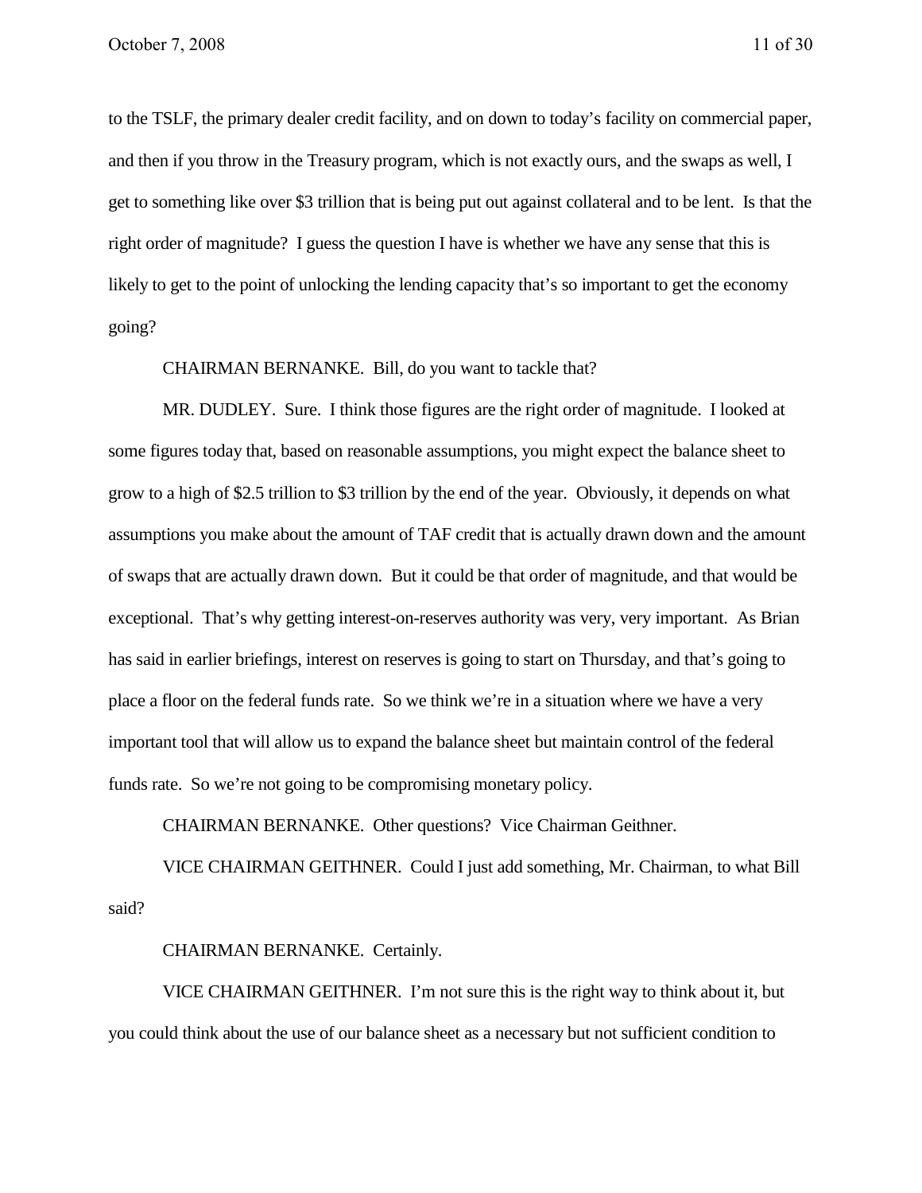to the TSLF, the primary dealer credit facility, and on down to today's facility on commercial paper, and then if you throw in the Treasury program, which is not exactly ours, and the swaps as well, I get to something like over $3 trillion that is being put out against collateral and to be lent. Is that the right order of magnitude? I guess the question I have is whether we have any sense that this is likely to get to the point of unlocking the lending capacity that's so important to get the economy going?

CHAIRMAN BERNANKE. Bill, do you want to tackle that?

MR. DUDLEY. Sure. I think those figures are the right order of magnitude. I looked at some figures today that, based on reasonable assumptions, you might expect the balance sheet to grow to a high of $2.5 trillion to $3 trillion by the end of the year. Obviously, it depends on what assumptions you make about the amount of TAF credit that is actually drawn down and the amount of swaps that are actually drawn down. But it could be that order of magnitude, and that would be exceptional. That's why getting interest-on-reserves authority was very, very important. As Brian has said in earlier briefings, interest on reserves is going to start on Thursday, and that's going to place a floor on the federal funds rate. So we think we're in a situation where we have a very important tool that will allow us to expand the balance sheet but maintain control of the federal funds rate. So we're not going to be compromising monetary policy.

CHAIRMAN BERNANKE. Other questions? Vice Chairman Geithner.

VICE CHAIRMAN GEITHNER. Could I just add something, Mr. Chairman, to what Bill said?

CHAIRMAN BERNANKE. Certainly.

VICE CHAIRMAN GEITHNER. I'm not sure this is the right way to think about it, but you could think about the use of our balance sheet as a necessary but not sufficient condition to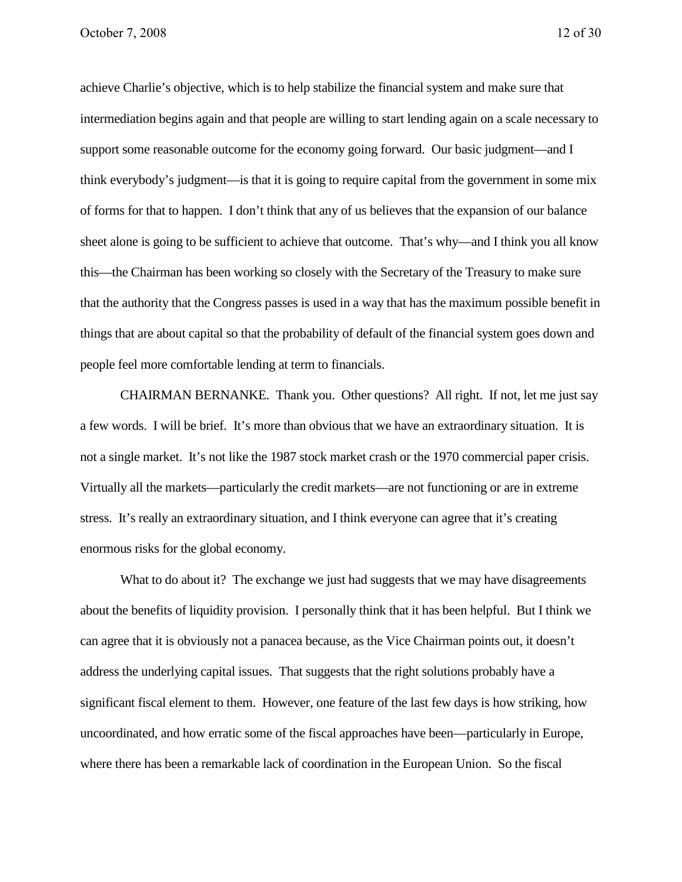achieve Charlie's objective, which is to help stabilize the financial system and make sure that intermediation begins again and that people are willing to start lending again on a scale necessary to support some reasonable outcome for the economy going forward. Our basic judgment—and I think everybody's judgment—is that it is going to require capital from the government in some mix of forms for that to happen. I don't think that any of us believes that the expansion of our balance sheet alone is going to be sufficient to achieve that outcome. That's why—and I think you all know this—the Chairman has been working so closely with the Secretary of the Treasury to make sure that the authority that the Congress passes is used in a way that has the maximum possible benefit in things that are about capital so that the probability of default of the financial system goes down and people feel more comfortable lending at term to financials.

CHAIRMAN BERNANKE. Thank you. Other questions? All right. If not, let me just say a few words. I will be brief. It's more than obvious that we have an extraordinary situation. It is not a single market. It's not like the 1987 stock market crash or the 1970 commercial paper crisis. Virtually all the markets—particularly the credit markets—are not functioning or are in extreme stress. It's really an extraordinary situation, and I think everyone can agree that it's creating enormous risks for the global economy.

What to do about it? The exchange we just had suggests that we may have disagreements about the benefits of liquidity provision. I personally think that it has been helpful. But I think we can agree that it is obviously not a panacea because, as the Vice Chairman points out, it doesn't address the underlying capital issues. That suggests that the right solutions probably have a significant fiscal element to them. However, one feature of the last few days is how striking, how uncoordinated, and how erratic some of the fiscal approaches have been—particularly in Europe, where there has been a remarkable lack of coordination in the European Union. So the fiscal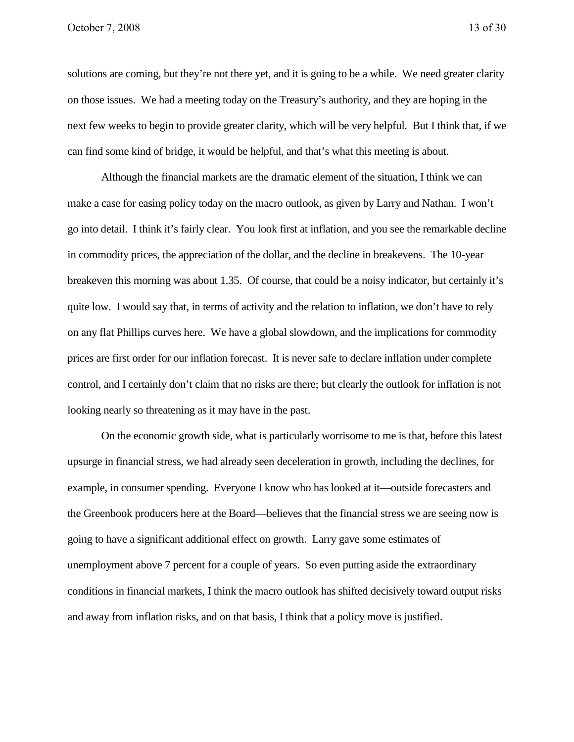solutions are coming, but they're not there yet, and it is going to be a while. We need greater clarity on those issues. We had a meeting today on the Treasury's authority, and they are hoping in the next few weeks to begin to provide greater clarity, which will be very helpful. But I think that, if we can find some kind of bridge, it would be helpful, and that's what this meeting is about.

Although the financial markets are the dramatic element of the situation, I think we can make a case for easing policy today on the macro outlook, as given by Larry and Nathan. I won't go into detail. I think it's fairly clear. You look first at inflation, and you see the remarkable decline in commodity prices, the appreciation of the dollar, and the decline in breakevens. The 10-year breakeven this morning was about 1.35. Of course, that could be a noisy indicator, but certainly it's quite low. I would say that, in terms of activity and the relation to inflation, we don't have to rely on any flat Phillips curves here. We have a global slowdown, and the implications for commodity prices are first order for our inflation forecast. It is never safe to declare inflation under complete control, and I certainly don't claim that no risks are there; but clearly the outlook for inflation is not looking nearly so threatening as it may have in the past.

On the economic growth side, what is particularly worrisome to me is that, before this latest upsurge in financial stress, we had already seen deceleration in growth, including the declines, for example, in consumer spending. Everyone I know who has looked at it—outside forecasters and the Greenbook producers here at the Board—believes that the financial stress we are seeing now is going to have a significant additional effect on growth. Larry gave some estimates of unemployment above 7 percent for a couple of years. So even putting aside the extraordinary conditions in financial markets, I think the macro outlook has shifted decisively toward output risks and away from inflation risks, and on that basis, I think that a policy move is justified.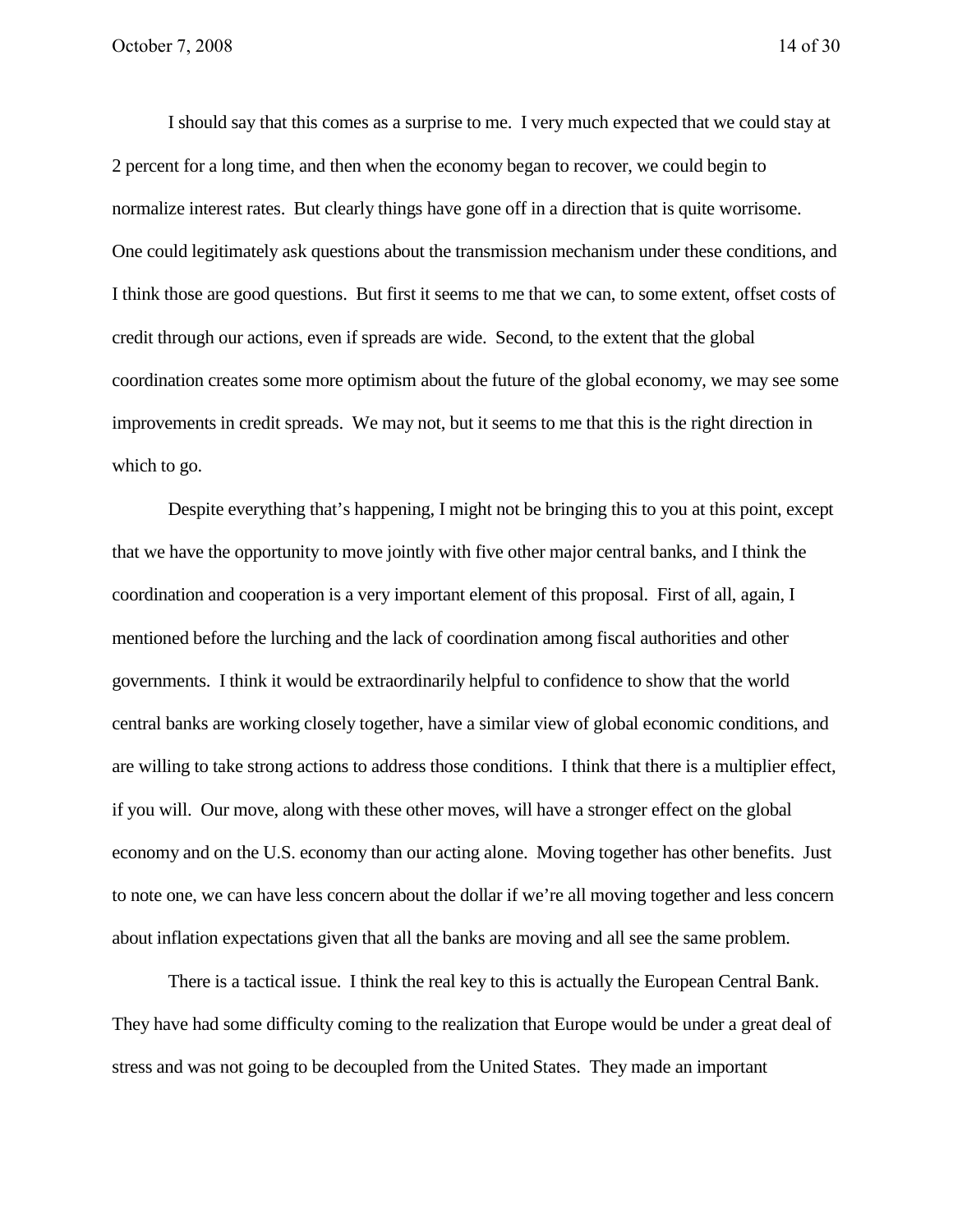I should say that this comes as a surprise to me. I very much expected that we could stay at 2 percent for a long time, and then when the economy began to recover, we could begin to normalize interest rates. But clearly things have gone off in a direction that is quite worrisome. One could legitimately ask questions about the transmission mechanism under these conditions, and I think those are good questions. But first it seems to me that we can, to some extent, offset costs of credit through our actions, even if spreads are wide. Second, to the extent that the global coordination creates some more optimism about the future of the global economy, we may see some improvements in credit spreads. We may not, but it seems to me that this is the right direction in which to go.

Despite everything that's happening, I might not be bringing this to you at this point, except that we have the opportunity to move jointly with five other major central banks, and I think the coordination and cooperation is a very important element of this proposal. First of all, again, I mentioned before the lurching and the lack of coordination among fiscal authorities and other governments. I think it would be extraordinarily helpful to confidence to show that the world central banks are working closely together, have a similar view of global economic conditions, and are willing to take strong actions to address those conditions. I think that there is a multiplier effect, if you will. Our move, along with these other moves, will have a stronger effect on the global economy and on the U.S. economy than our acting alone. Moving together has other benefits. Just to note one, we can have less concern about the dollar if we're all moving together and less concern about inflation expectations given that all the banks are moving and all see the same problem.

There is a tactical issue. I think the real key to this is actually the European Central Bank. They have had some difficulty coming to the realization that Europe would be under a great deal of stress and was not going to be decoupled from the United States. They made an important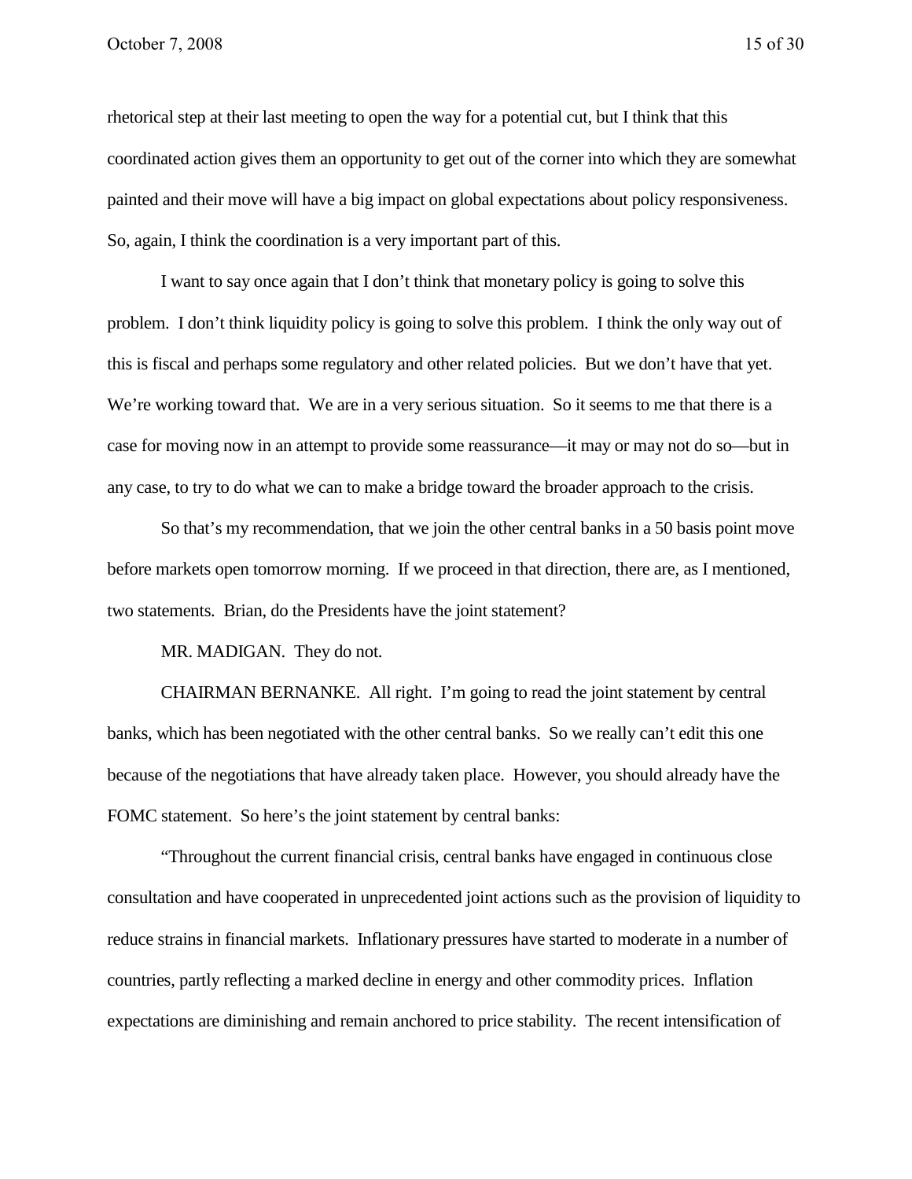rhetorical step at their last meeting to open the way for a potential cut, but I think that this coordinated action gives them an opportunity to get out of the corner into which they are somewhat painted and their move will have a big impact on global expectations about policy responsiveness. So, again, I think the coordination is a very important part of this.

I want to say once again that I don't think that monetary policy is going to solve this problem. I don't think liquidity policy is going to solve this problem. I think the only way out of this is fiscal and perhaps some regulatory and other related policies. But we don't have that yet. We're working toward that. We are in a very serious situation. So it seems to me that there is a case for moving now in an attempt to provide some reassurance—it may or may not do so—but in any case, to try to do what we can to make a bridge toward the broader approach to the crisis.

So that's my recommendation, that we join the other central banks in a 50 basis point move before markets open tomorrow morning. If we proceed in that direction, there are, as I mentioned, two statements. Brian, do the Presidents have the joint statement?

MR. MADIGAN. They do not.

CHAIRMAN BERNANKE. All right. I'm going to read the joint statement by central banks, which has been negotiated with the other central banks. So we really can't edit this one because of the negotiations that have already taken place. However, you should already have the FOMC statement. So here's the joint statement by central banks:

"Throughout the current financial crisis, central banks have engaged in continuous close consultation and have cooperated in unprecedented joint actions such as the provision of liquidity to reduce strains in financial markets. Inflationary pressures have started to moderate in a number of countries, partly reflecting a marked decline in energy and other commodity prices. Inflation expectations are diminishing and remain anchored to price stability. The recent intensification of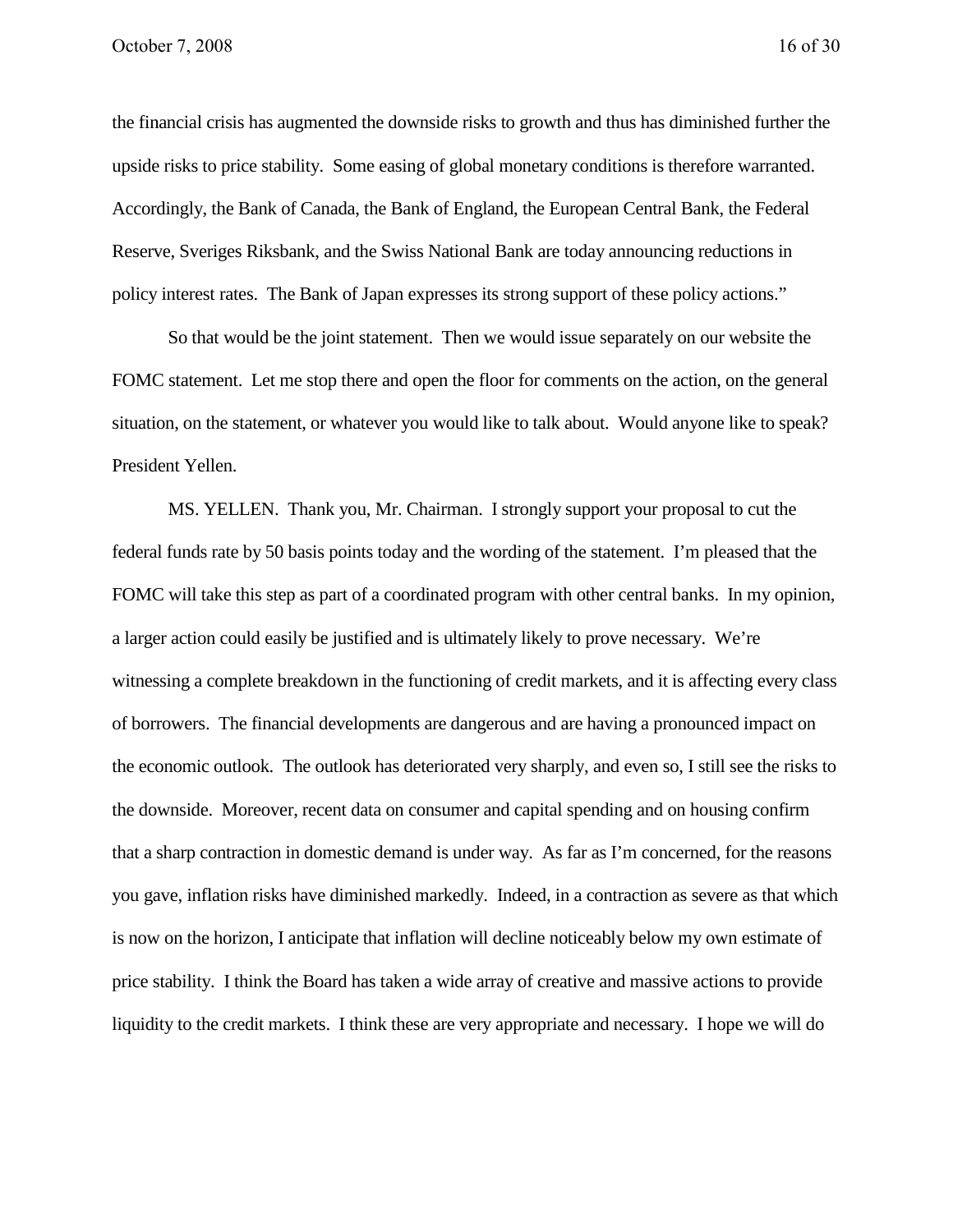the financial crisis has augmented the downside risks to growth and thus has diminished further the upside risks to price stability. Some easing of global monetary conditions is therefore warranted. Accordingly, the Bank of Canada, the Bank of England, the European Central Bank, the Federal Reserve, Sveriges Riksbank, and the Swiss National Bank are today announcing reductions in policy interest rates. The Bank of Japan expresses its strong support of these policy actions."

So that would be the joint statement. Then we would issue separately on our website the FOMC statement. Let me stop there and open the floor for comments on the action, on the general situation, on the statement, or whatever you would like to talk about. Would anyone like to speak? President Yellen.

MS. YELLEN. Thank you, Mr. Chairman. I strongly support your proposal to cut the federal funds rate by 50 basis points today and the wording of the statement. I'm pleased that the FOMC will take this step as part of a coordinated program with other central banks. In my opinion, a larger action could easily be justified and is ultimately likely to prove necessary. We're witnessing a complete breakdown in the functioning of credit markets, and it is affecting every class of borrowers. The financial developments are dangerous and are having a pronounced impact on the economic outlook. The outlook has deteriorated very sharply, and even so, I still see the risks to the downside. Moreover, recent data on consumer and capital spending and on housing confirm that a sharp contraction in domestic demand is under way. As far as I'm concerned, for the reasons you gave, inflation risks have diminished markedly. Indeed, in a contraction as severe as that which is now on the horizon, I anticipate that inflation will decline noticeably below my own estimate of price stability. I think the Board has taken a wide array of creative and massive actions to provide liquidity to the credit markets. I think these are very appropriate and necessary. I hope we will do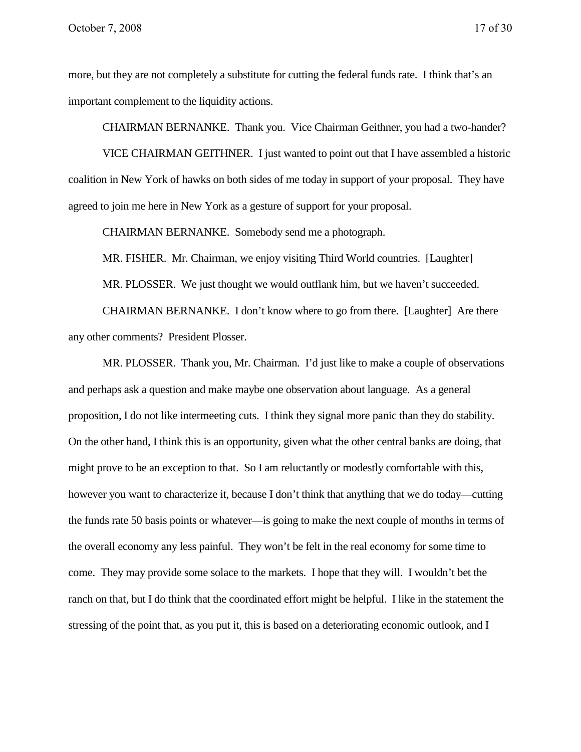more, but they are not completely a substitute for cutting the federal funds rate. I think that's an important complement to the liquidity actions.

CHAIRMAN BERNANKE. Thank you. Vice Chairman Geithner, you had a two-hander?

VICE CHAIRMAN GEITHNER. I just wanted to point out that I have assembled a historic coalition in New York of hawks on both sides of me today in support of your proposal. They have agreed to join me here in New York as a gesture of support for your proposal.

CHAIRMAN BERNANKE. Somebody send me a photograph.

MR. FISHER. Mr. Chairman, we enjoy visiting Third World countries. [Laughter]

MR. PLOSSER. We just thought we would outflank him, but we haven't succeeded.

CHAIRMAN BERNANKE. I don't know where to go from there. [Laughter] Are there any other comments? President Plosser.

MR. PLOSSER. Thank you, Mr. Chairman. I'd just like to make a couple of observations and perhaps ask a question and make maybe one observation about language. As a general proposition, I do not like intermeeting cuts. I think they signal more panic than they do stability. On the other hand, I think this is an opportunity, given what the other central banks are doing, that might prove to be an exception to that. So I am reluctantly or modestly comfortable with this, however you want to characterize it, because I don't think that anything that we do today—cutting the funds rate 50 basis points or whatever—is going to make the next couple of months in terms of the overall economy any less painful. They won't be felt in the real economy for some time to come. They may provide some solace to the markets. I hope that they will. I wouldn't bet the ranch on that, but I do think that the coordinated effort might be helpful. I like in the statement the stressing of the point that, as you put it, this is based on a deteriorating economic outlook, and I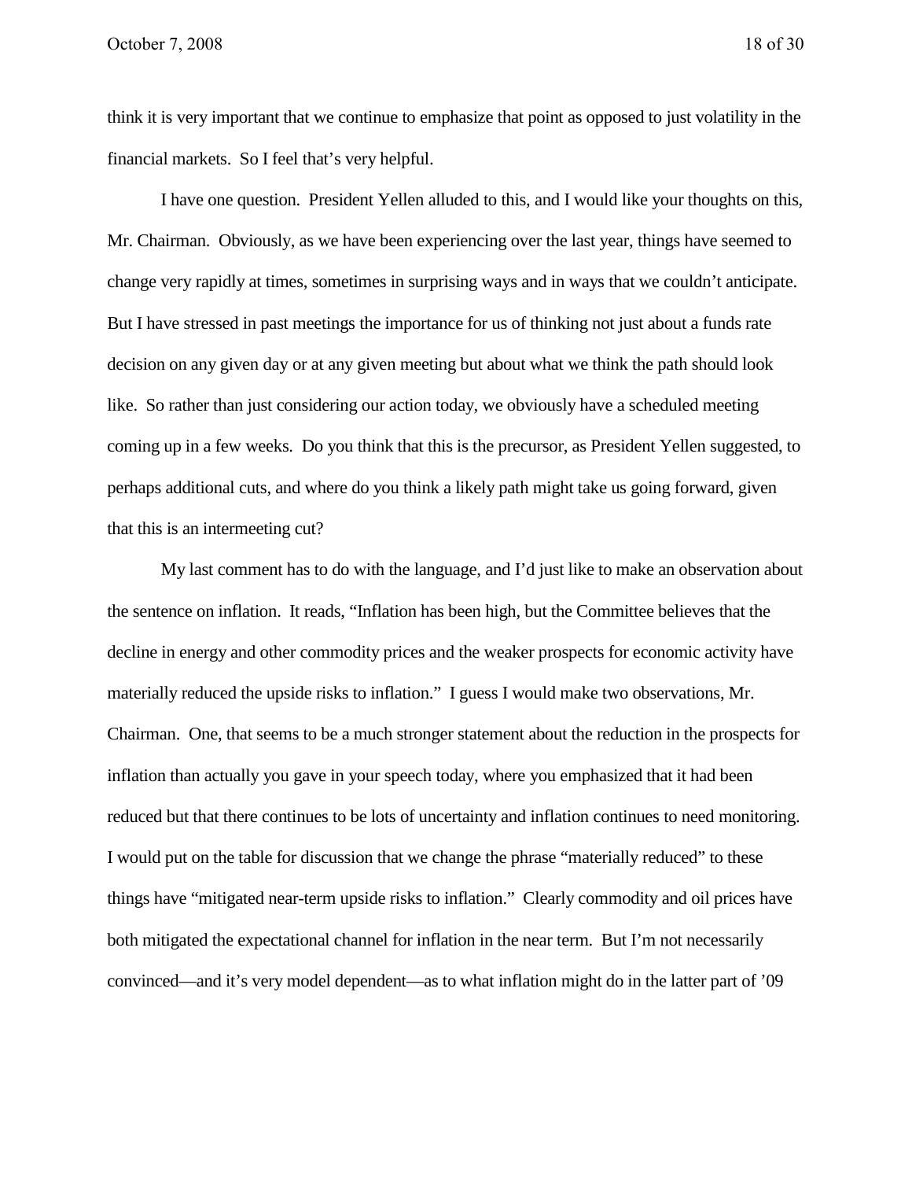think it is very important that we continue to emphasize that point as opposed to just volatility in the financial markets. So I feel that's very helpful.

I have one question. President Yellen alluded to this, and I would like your thoughts on this, Mr. Chairman. Obviously, as we have been experiencing over the last year, things have seemed to change very rapidly at times, sometimes in surprising ways and in ways that we couldn't anticipate. But I have stressed in past meetings the importance for us of thinking not just about a funds rate decision on any given day or at any given meeting but about what we think the path should look like. So rather than just considering our action today, we obviously have a scheduled meeting coming up in a few weeks. Do you think that this is the precursor, as President Yellen suggested, to perhaps additional cuts, and where do you think a likely path might take us going forward, given that this is an intermeeting cut?

My last comment has to do with the language, and I'd just like to make an observation about the sentence on inflation. It reads, "Inflation has been high, but the Committee believes that the decline in energy and other commodity prices and the weaker prospects for economic activity have materially reduced the upside risks to inflation." I guess I would make two observations, Mr. Chairman. One, that seems to be a much stronger statement about the reduction in the prospects for inflation than actually you gave in your speech today, where you emphasized that it had been reduced but that there continues to be lots of uncertainty and inflation continues to need monitoring. I would put on the table for discussion that we change the phrase "materially reduced" to these things have "mitigated near-term upside risks to inflation." Clearly commodity and oil prices have both mitigated the expectational channel for inflation in the near term. But I'm not necessarily convinced—and it's very model dependent—as to what inflation might do in the latter part of '09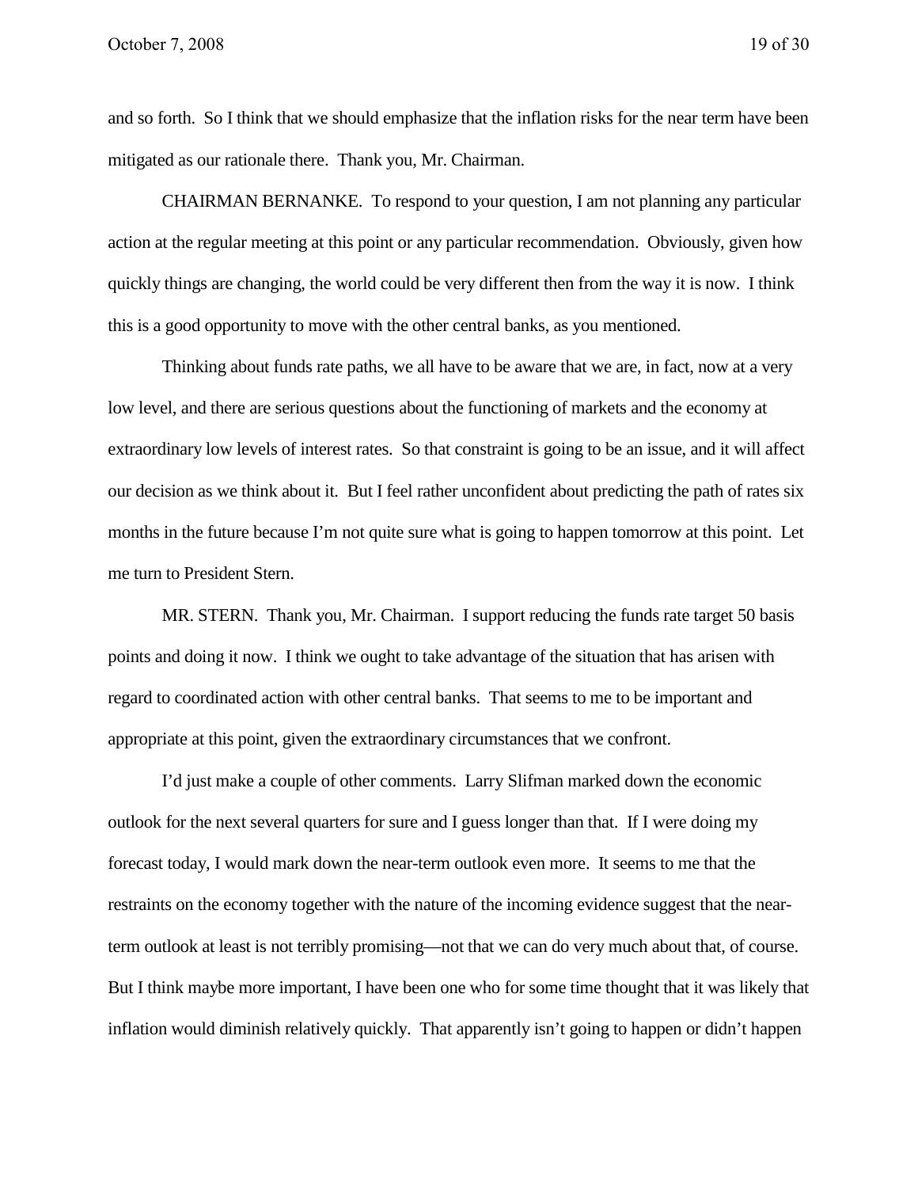and so forth. So I think that we should emphasize that the inflation risks for the near term have been mitigated as our rationale there. Thank you, Mr. Chairman.

CHAIRMAN BERNANKE. To respond to your question, I am not planning any particular action at the regular meeting at this point or any particular recommendation. Obviously, given how quickly things are changing, the world could be very different then from the way it is now. I think this is a good opportunity to move with the other central banks, as you mentioned.

Thinking about funds rate paths, we all have to be aware that we are, in fact, now at a very low level, and there are serious questions about the functioning of markets and the economy at extraordinary low levels of interest rates. So that constraint is going to be an issue, and it will affect our decision as we think about it. But I feel rather unconfident about predicting the path of rates six months in the future because I'm not quite sure what is going to happen tomorrow at this point. Let me turn to President Stern.

MR. STERN. Thank you, Mr. Chairman. I support reducing the funds rate target 50 basis points and doing it now. I think we ought to take advantage of the situation that has arisen with regard to coordinated action with other central banks. That seems to me to be important and appropriate at this point, given the extraordinary circumstances that we confront.

I'd just make a couple of other comments. Larry Slifman marked down the economic outlook for the next several quarters for sure and I guess longer than that. If I were doing my forecast today, I would mark down the near-term outlook even more. It seems to me that the restraints on the economy together with the nature of the incoming evidence suggest that the near-term outlook at least is not terribly promising—not that we can do very much about that, of course. But I think maybe more important, I have been one who for some time thought that it was likely that inflation would diminish relatively quickly. That apparently isn't going to happen or didn't happen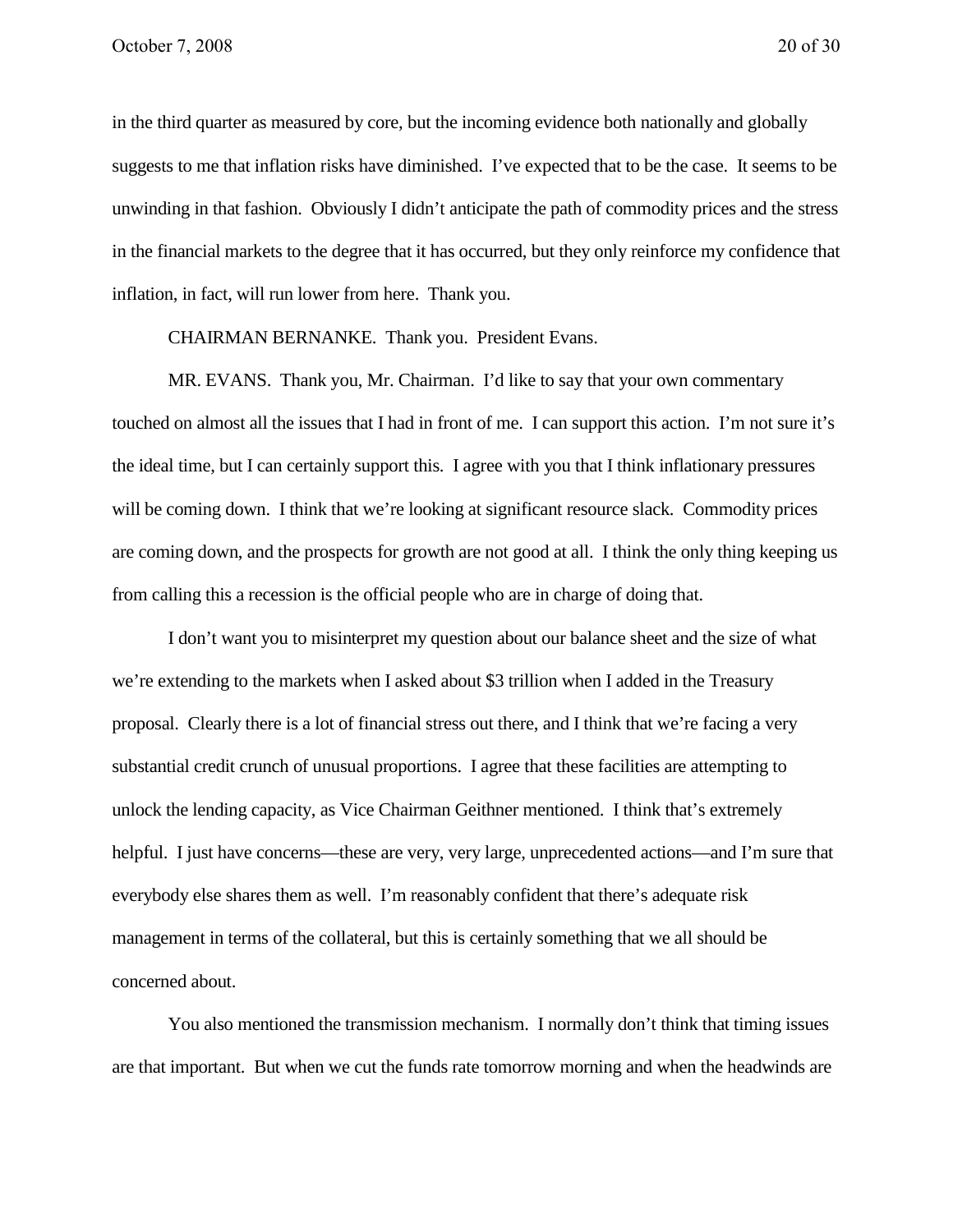in the third quarter as measured by core, but the incoming evidence both nationally and globally suggests to me that inflation risks have diminished. I've expected that to be the case. It seems to be unwinding in that fashion. Obviously I didn't anticipate the path of commodity prices and the stress in the financial markets to the degree that it has occurred, but they only reinforce my confidence that inflation, in fact, will run lower from here. Thank you.

CHAIRMAN BERNANKE. Thank you. President Evans.

MR. EVANS. Thank you, Mr. Chairman. I'd like to say that your own commentary touched on almost all the issues that I had in front of me. I can support this action. I'm not sure it's the ideal time, but I can certainly support this. I agree with you that I think inflationary pressures will be coming down. I think that we're looking at significant resource slack. Commodity prices are coming down, and the prospects for growth are not good at all. I think the only thing keeping us from calling this a recession is the official people who are in charge of doing that.

I don't want you to misinterpret my question about our balance sheet and the size of what we're extending to the markets when I asked about $3 trillion when I added in the Treasury proposal. Clearly there is a lot of financial stress out there, and I think that we're facing a very substantial credit crunch of unusual proportions. I agree that these facilities are attempting to unlock the lending capacity, as Vice Chairman Geithner mentioned. I think that's extremely helpful. I just have concerns—these are very, very large, unprecedented actions—and I'm sure that everybody else shares them as well. I'm reasonably confident that there's adequate risk management in terms of the collateral, but this is certainly something that we all should be concerned about.

You also mentioned the transmission mechanism. I normally don't think that timing issues are that important. But when we cut the funds rate tomorrow morning and when the headwinds are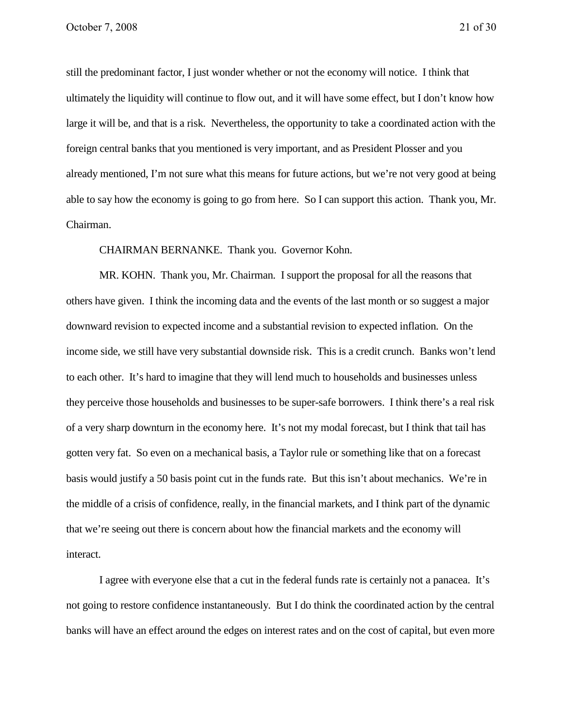still the predominant factor, I just wonder whether or not the economy will notice. I think that ultimately the liquidity will continue to flow out, and it will have some effect, but I don't know how large it will be, and that is a risk. Nevertheless, the opportunity to take a coordinated action with the foreign central banks that you mentioned is very important, and as President Plosser and you already mentioned, I'm not sure what this means for future actions, but we're not very good at being able to say how the economy is going to go from here. So I can support this action. Thank you, Mr. Chairman.

CHAIRMAN BERNANKE. Thank you. Governor Kohn.

MR. KOHN. Thank you, Mr. Chairman. I support the proposal for all the reasons that others have given. I think the incoming data and the events of the last month or so suggest a major downward revision to expected income and a substantial revision to expected inflation. On the income side, we still have very substantial downside risk. This is a credit crunch. Banks won't lend to each other. It's hard to imagine that they will lend much to households and businesses unless they perceive those households and businesses to be super-safe borrowers. I think there's a real risk of a very sharp downturn in the economy here. It's not my modal forecast, but I think that tail has gotten very fat. So even on a mechanical basis, a Taylor rule or something like that on a forecast basis would justify a 50 basis point cut in the funds rate. But this isn't about mechanics. We're in the middle of a crisis of confidence, really, in the financial markets, and I think part of the dynamic that we're seeing out there is concern about how the financial markets and the economy will interact.

I agree with everyone else that a cut in the federal funds rate is certainly not a panacea. It's not going to restore confidence instantaneously. But I do think the coordinated action by the central banks will have an effect around the edges on interest rates and on the cost of capital, but even more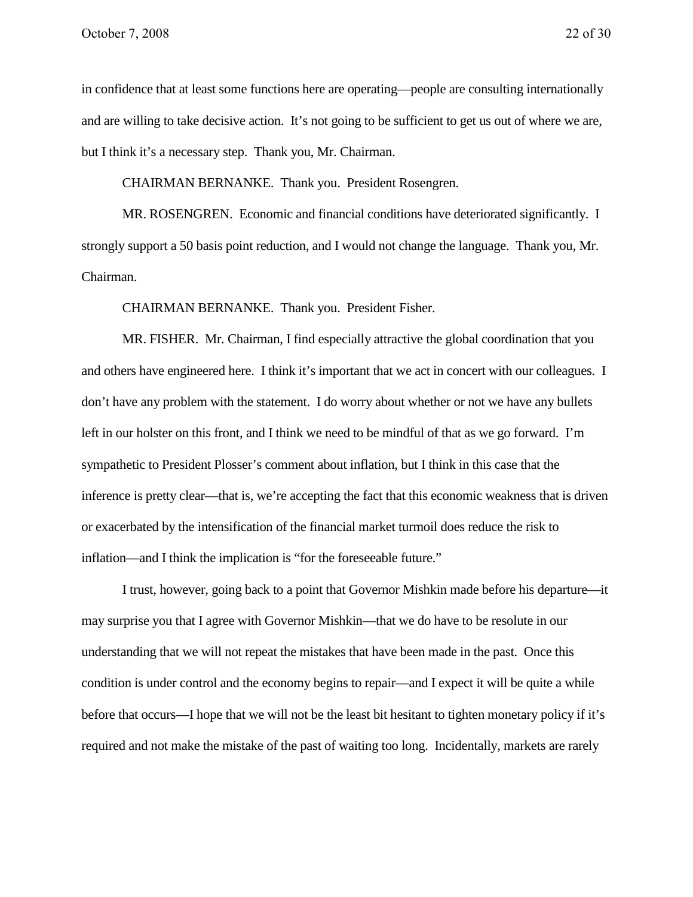in confidence that at least some functions here are operating—people are consulting internationally and are willing to take decisive action. It's not going to be sufficient to get us out of where we are, but I think it's a necessary step. Thank you, Mr. Chairman.

CHAIRMAN BERNANKE. Thank you. President Rosengren.

MR. ROSENGREN. Economic and financial conditions have deteriorated significantly. I strongly support a 50 basis point reduction, and I would not change the language. Thank you, Mr. Chairman.

CHAIRMAN BERNANKE. Thank you. President Fisher.

MR. FISHER. Mr. Chairman, I find especially attractive the global coordination that you and others have engineered here. I think it's important that we act in concert with our colleagues. I don't have any problem with the statement. I do worry about whether or not we have any bullets left in our holster on this front, and I think we need to be mindful of that as we go forward. I'm sympathetic to President Plosser's comment about inflation, but I think in this case that the inference is pretty clear—that is, we're accepting the fact that this economic weakness that is driven or exacerbated by the intensification of the financial market turmoil does reduce the risk to inflation—and I think the implication is "for the foreseeable future."

I trust, however, going back to a point that Governor Mishkin made before his departure—it may surprise you that I agree with Governor Mishkin—that we do have to be resolute in our understanding that we will not repeat the mistakes that have been made in the past. Once this condition is under control and the economy begins to repair—and I expect it will be quite a while before that occurs—I hope that we will not be the least bit hesitant to tighten monetary policy if it's required and not make the mistake of the past of waiting too long. Incidentally, markets are rarely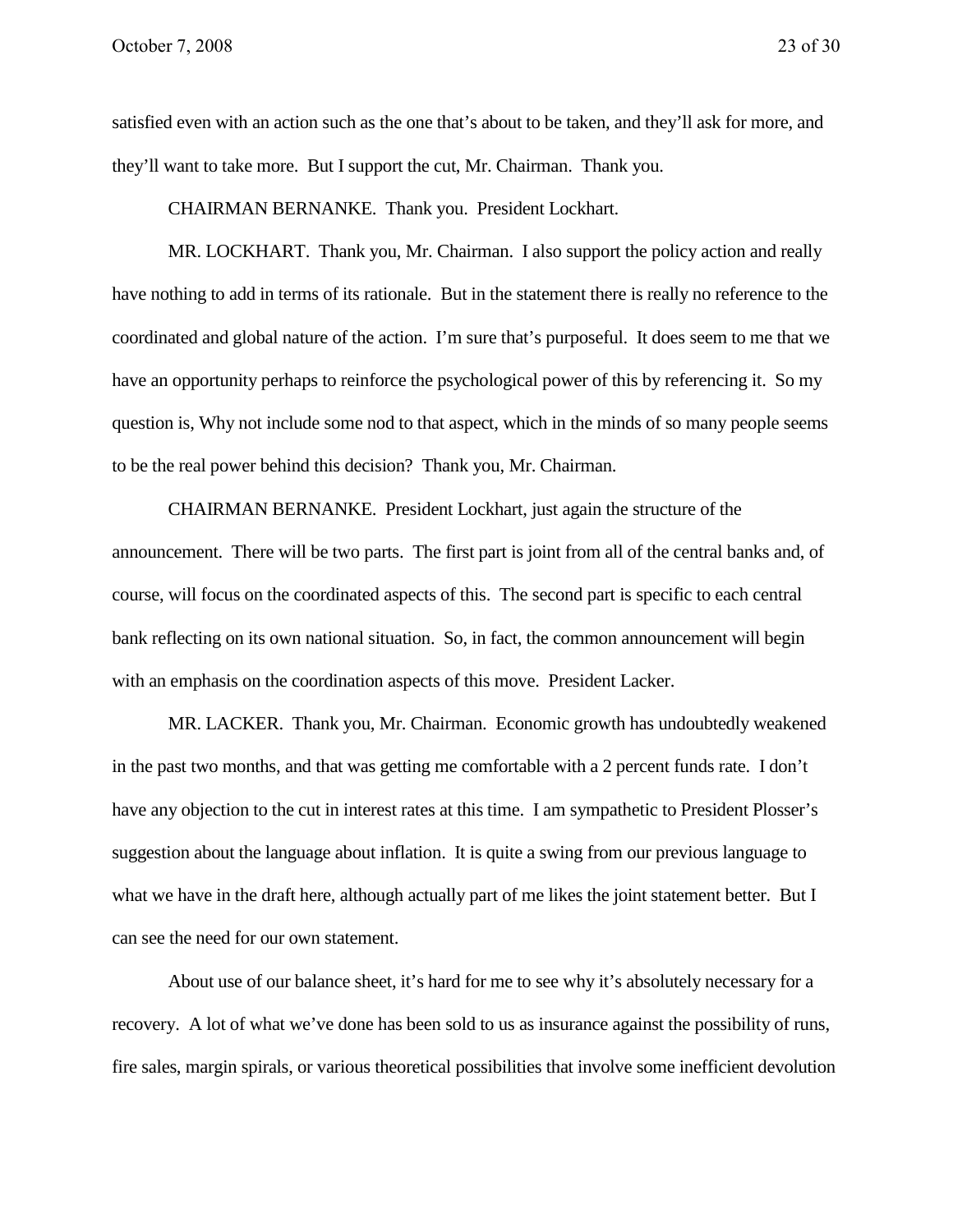satisfied even with an action such as the one that's about to be taken, and they'll ask for more, and they'll want to take more. But I support the cut, Mr. Chairman. Thank you.

CHAIRMAN BERNANKE. Thank you. President Lockhart.

MR. LOCKHART. Thank you, Mr. Chairman. I also support the policy action and really have nothing to add in terms of its rationale. But in the statement there is really no reference to the coordinated and global nature of the action. I'm sure that's purposeful. It does seem to me that we have an opportunity perhaps to reinforce the psychological power of this by referencing it. So my question is, Why not include some nod to that aspect, which in the minds of so many people seems to be the real power behind this decision? Thank you, Mr. Chairman.

CHAIRMAN BERNANKE. President Lockhart, just again the structure of the announcement. There will be two parts. The first part is joint from all of the central banks and, of course, will focus on the coordinated aspects of this. The second part is specific to each central bank reflecting on its own national situation. So, in fact, the common announcement will begin with an emphasis on the coordination aspects of this move. President Lacker.

MR. LACKER. Thank you, Mr. Chairman. Economic growth has undoubtedly weakened in the past two months, and that was getting me comfortable with a 2 percent funds rate. I don't have any objection to the cut in interest rates at this time. I am sympathetic to President Plosser's suggestion about the language about inflation. It is quite a swing from our previous language to what we have in the draft here, although actually part of me likes the joint statement better. But I can see the need for our own statement.

About use of our balance sheet, it's hard for me to see why it's absolutely necessary for a recovery. A lot of what we've done has been sold to us as insurance against the possibility of runs, fire sales, margin spirals, or various theoretical possibilities that involve some inefficient devolution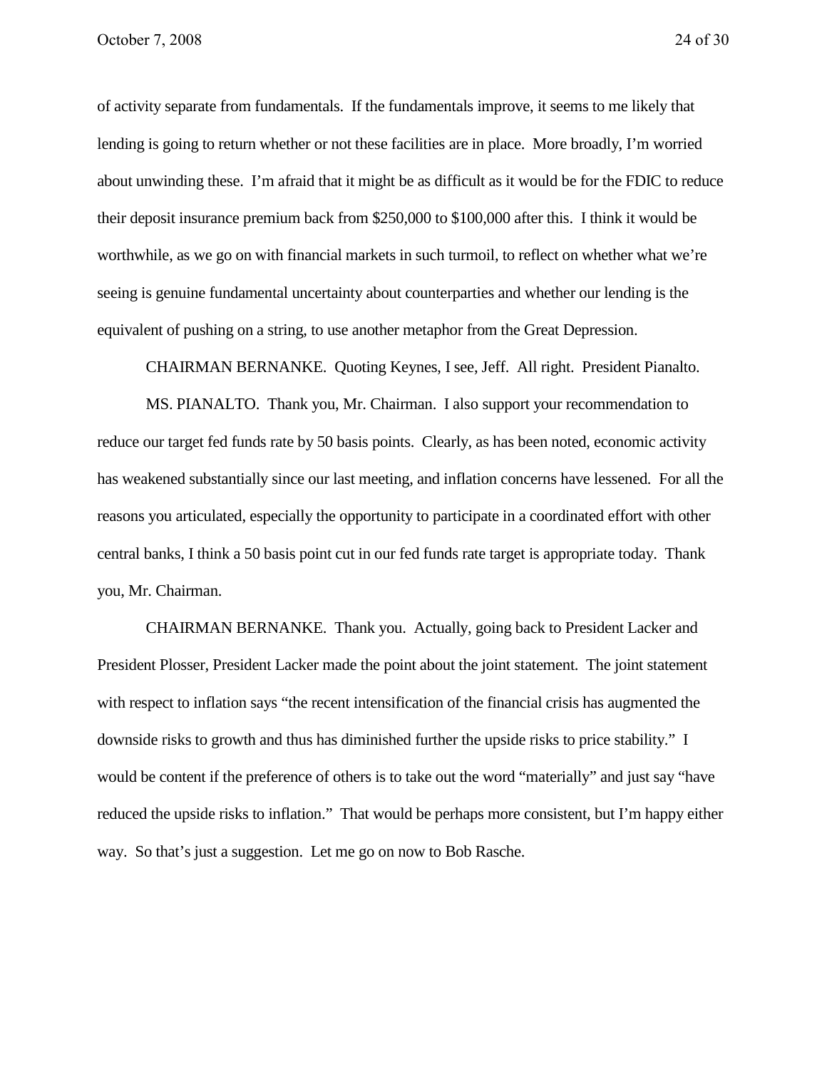of activity separate from fundamentals. If the fundamentals improve, it seems to me likely that lending is going to return whether or not these facilities are in place. More broadly, I'm worried about unwinding these. I'm afraid that it might be as difficult as it would be for the FDIC to reduce their deposit insurance premium back from $250,000 to $100,000 after this. I think it would be worthwhile, as we go on with financial markets in such turmoil, to reflect on whether what we're seeing is genuine fundamental uncertainty about counterparties and whether our lending is the equivalent of pushing on a string, to use another metaphor from the Great Depression.

CHAIRMAN BERNANKE. Quoting Keynes, I see, Jeff. All right. President Pianalto.

MS. PIANALTO. Thank you, Mr. Chairman. I also support your recommendation to reduce our target fed funds rate by 50 basis points. Clearly, as has been noted, economic activity has weakened substantially since our last meeting, and inflation concerns have lessened. For all the reasons you articulated, especially the opportunity to participate in a coordinated effort with other central banks, I think a 50 basis point cut in our fed funds rate target is appropriate today. Thank you, Mr. Chairman.

CHAIRMAN BERNANKE. Thank you. Actually, going back to President Lacker and President Plosser, President Lacker made the point about the joint statement. The joint statement with respect to inflation says "the recent intensification of the financial crisis has augmented the downside risks to growth and thus has diminished further the upside risks to price stability." I would be content if the preference of others is to take out the word "materially" and just say "have reduced the upside risks to inflation." That would be perhaps more consistent, but I'm happy either way. So that's just a suggestion. Let me go on now to Bob Rasche.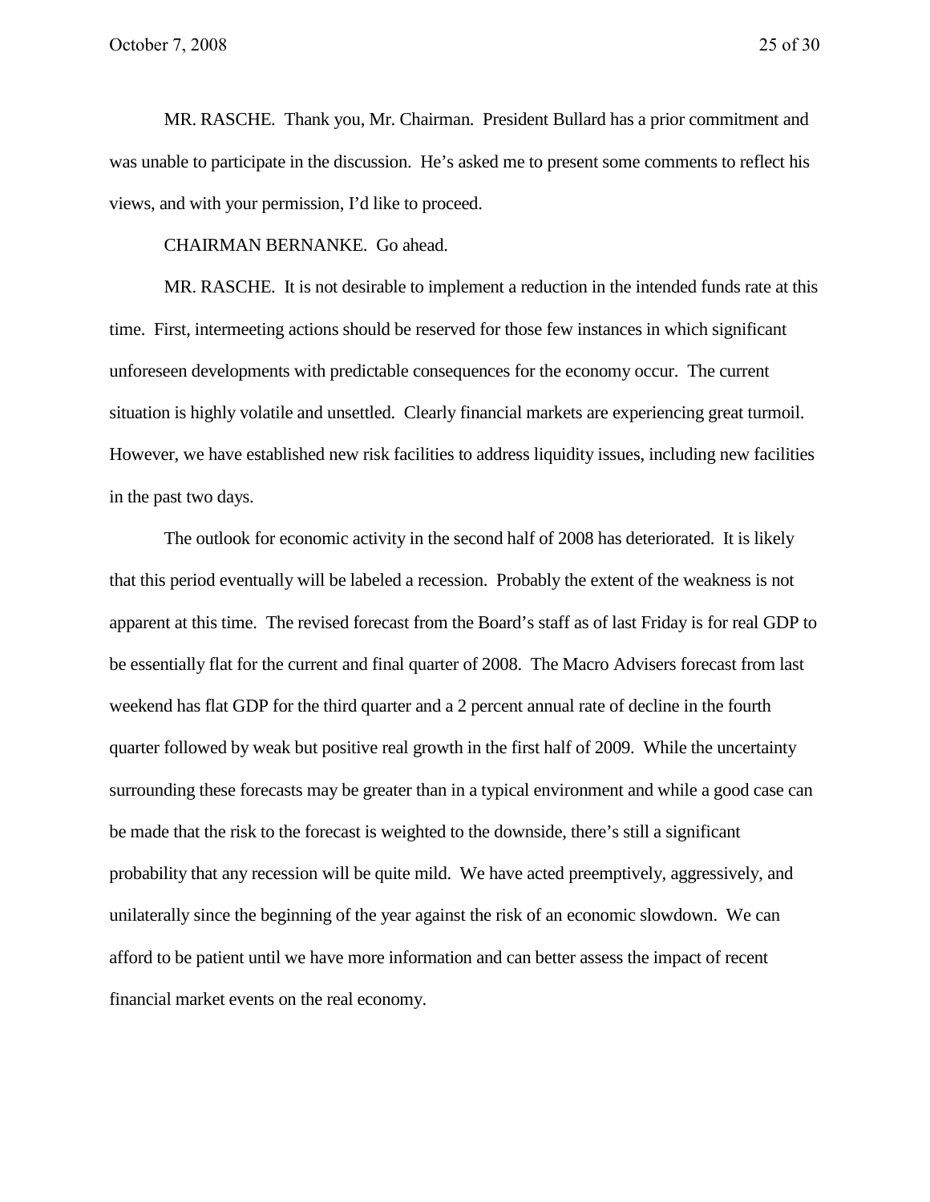MR. RASCHE. Thank you, Mr. Chairman. President Bullard has a prior commitment and was unable to participate in the discussion. He's asked me to present some comments to reflect his views, and with your permission, I'd like to proceed.

CHAIRMAN BERNANKE. Go ahead.

MR. RASCHE. It is not desirable to implement a reduction in the intended funds rate at this time. First, intermeeting actions should be reserved for those few instances in which significant unforeseen developments with predictable consequences for the economy occur. The current situation is highly volatile and unsettled. Clearly financial markets are experiencing great turmoil. However, we have established new risk facilities to address liquidity issues, including new facilities in the past two days.

The outlook for economic activity in the second half of 2008 has deteriorated. It is likely that this period eventually will be labeled a recession. Probably the extent of the weakness is not apparent at this time. The revised forecast from the Board's staff as of last Friday is for real GDP to be essentially flat for the current and final quarter of 2008. The Macro Advisers forecast from last weekend has flat GDP for the third quarter and a 2 percent annual rate of decline in the fourth quarter followed by weak but positive real growth in the first half of 2009. While the uncertainty surrounding these forecasts may be greater than in a typical environment and while a good case can be made that the risk to the forecast is weighted to the downside, there's still a significant probability that any recession will be quite mild. We have acted preemptively, aggressively, and unilaterally since the beginning of the year against the risk of an economic slowdown. We can afford to be patient until we have more information and can better assess the impact of recent financial market events on the real economy.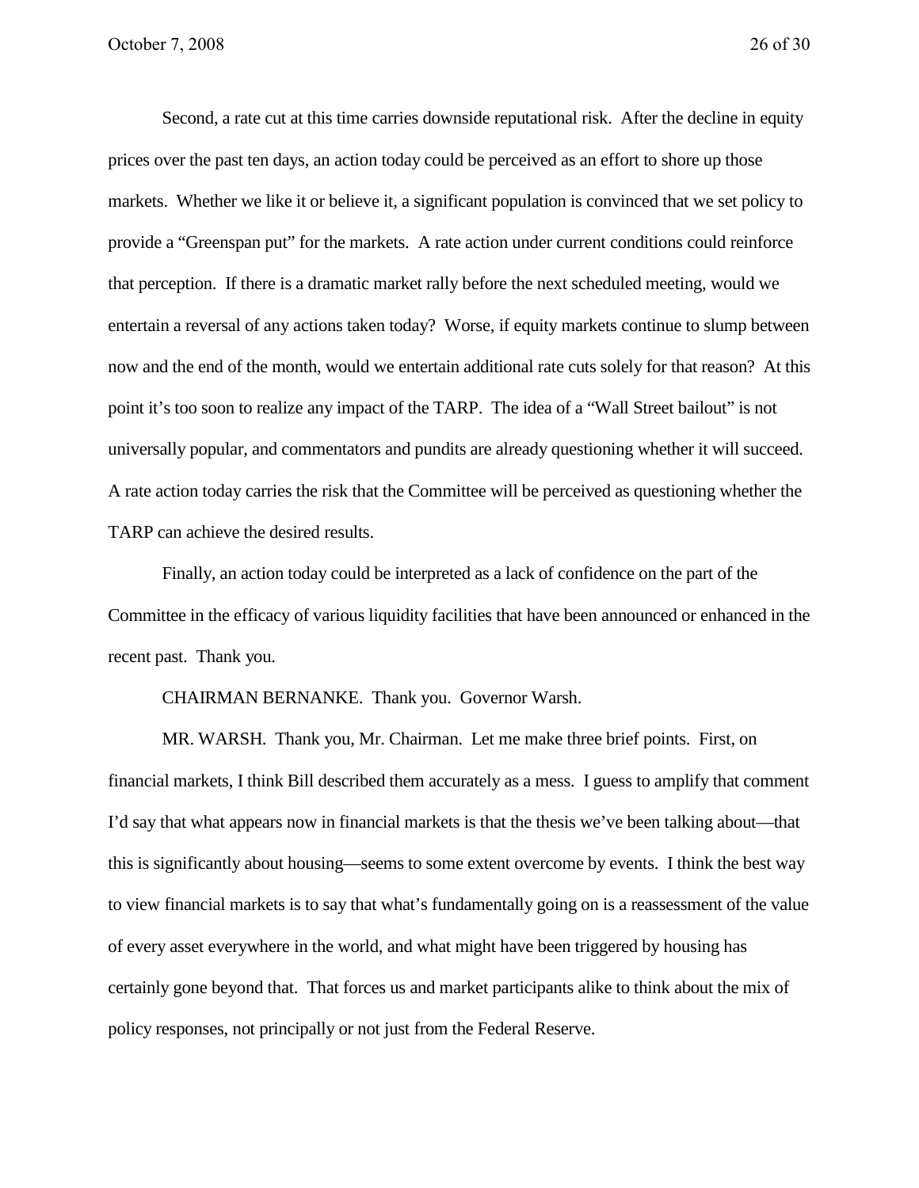Second, a rate cut at this time carries downside reputational risk. After the decline in equity prices over the past ten days, an action today could be perceived as an effort to shore up those markets. Whether we like it or believe it, a significant population is convinced that we set policy to provide a "Greenspan put" for the markets. A rate action under current conditions could reinforce that perception. If there is a dramatic market rally before the next scheduled meeting, would we entertain a reversal of any actions taken today? Worse, if equity markets continue to slump between now and the end of the month, would we entertain additional rate cuts solely for that reason? At this point it's too soon to realize any impact of the TARP. The idea of a "Wall Street bailout" is not universally popular, and commentators and pundits are already questioning whether it will succeed. A rate action today carries the risk that the Committee will be perceived as questioning whether the TARP can achieve the desired results.

Finally, an action today could be interpreted as a lack of confidence on the part of the Committee in the efficacy of various liquidity facilities that have been announced or enhanced in the recent past. Thank you.

CHAIRMAN BERNANKE. Thank you. Governor Warsh.

MR. WARSH. Thank you, Mr. Chairman. Let me make three brief points. First, on financial markets, I think Bill described them accurately as a mess. I guess to amplify that comment I'd say that what appears now in financial markets is that the thesis we've been talking about—that this is significantly about housing—seems to some extent overcome by events. I think the best way to view financial markets is to say that what's fundamentally going on is a reassessment of the value of every asset everywhere in the world, and what might have been triggered by housing has certainly gone beyond that. That forces us and market participants alike to think about the mix of policy responses, not principally or not just from the Federal Reserve.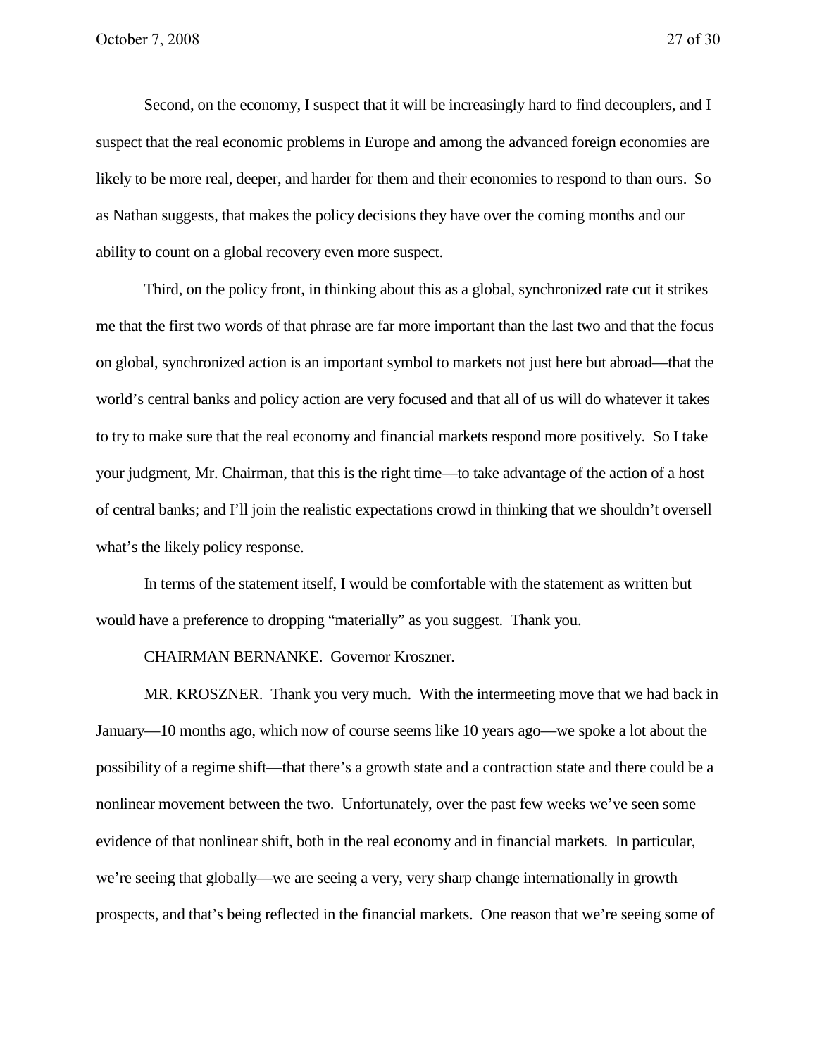Second, on the economy, I suspect that it will be increasingly hard to find decouplers, and I suspect that the real economic problems in Europe and among the advanced foreign economies are likely to be more real, deeper, and harder for them and their economies to respond to than ours. So as Nathan suggests, that makes the policy decisions they have over the coming months and our ability to count on a global recovery even more suspect.

Third, on the policy front, in thinking about this as a global, synchronized rate cut it strikes me that the first two words of that phrase are far more important than the last two and that the focus on global, synchronized action is an important symbol to markets not just here but abroad—that the world's central banks and policy action are very focused and that all of us will do whatever it takes to try to make sure that the real economy and financial markets respond more positively. So I take your judgment, Mr. Chairman, that this is the right time—to take advantage of the action of a host of central banks; and I'll join the realistic expectations crowd in thinking that we shouldn't oversell what's the likely policy response.

In terms of the statement itself, I would be comfortable with the statement as written but would have a preference to dropping "materially" as you suggest. Thank you.

CHAIRMAN BERNANKE. Governor Kroszner.

MR. KROSZNER. Thank you very much. With the intermeeting move that we had back in January—10 months ago, which now of course seems like 10 years ago—we spoke a lot about the possibility of a regime shift—that there's a growth state and a contraction state and there could be a nonlinear movement between the two. Unfortunately, over the past few weeks we've seen some evidence of that nonlinear shift, both in the real economy and in financial markets. In particular, we're seeing that globally—we are seeing a very, very sharp change internationally in growth prospects, and that's being reflected in the financial markets. One reason that we're seeing some of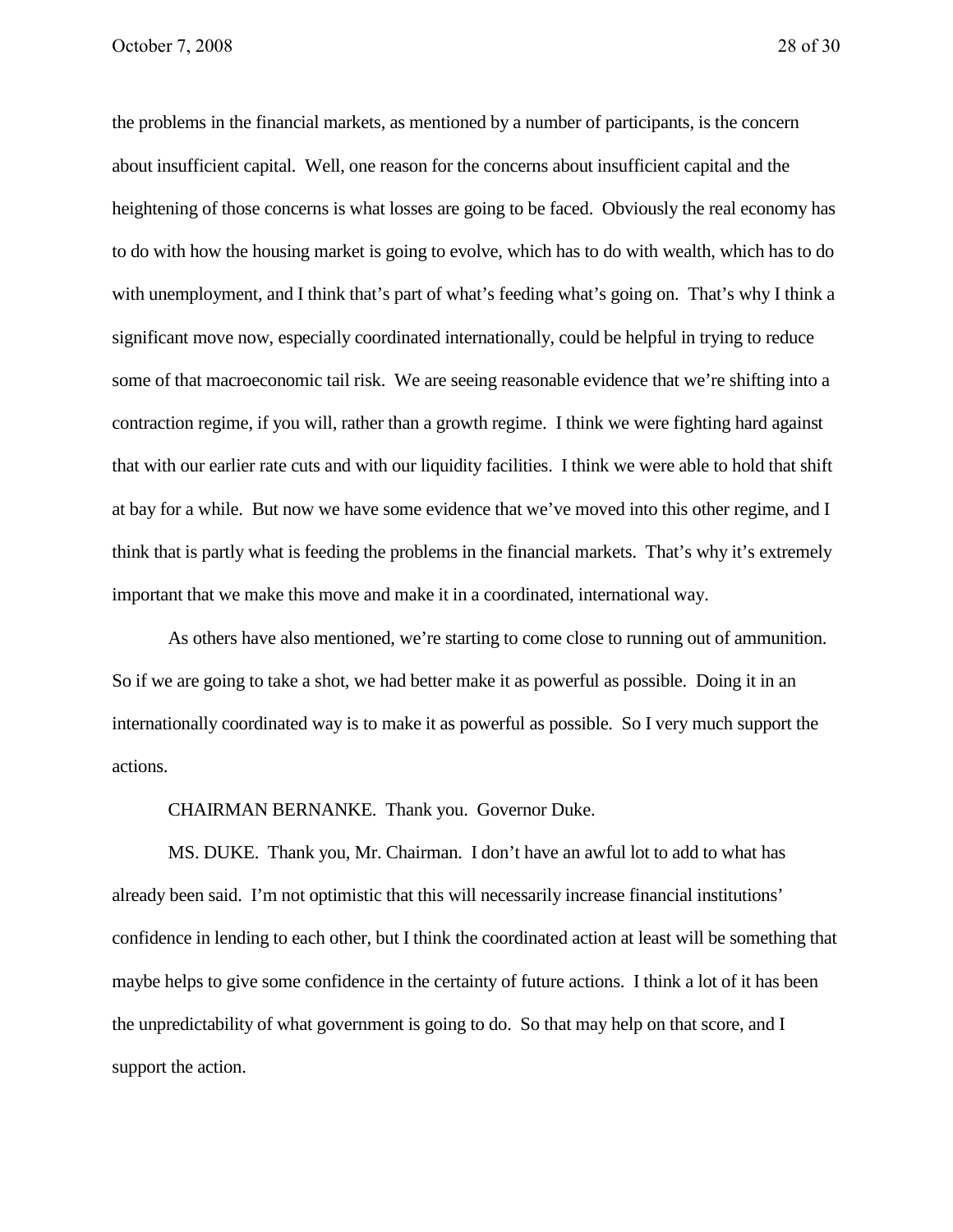the problems in the financial markets, as mentioned by a number of participants, is the concern about insufficient capital. Well, one reason for the concerns about insufficient capital and the heightening of those concerns is what losses are going to be faced. Obviously the real economy has to do with how the housing market is going to evolve, which has to do with wealth, which has to do with unemployment, and I think that's part of what's feeding what's going on. That's why I think a significant move now, especially coordinated internationally, could be helpful in trying to reduce some of that macroeconomic tail risk. We are seeing reasonable evidence that we're shifting into a contraction regime, if you will, rather than a growth regime. I think we were fighting hard against that with our earlier rate cuts and with our liquidity facilities. I think we were able to hold that shift at bay for a while. But now we have some evidence that we've moved into this other regime, and I think that is partly what is feeding the problems in the financial markets. That's why it's extremely important that we make this move and make it in a coordinated, international way.

As others have also mentioned, we're starting to come close to running out of ammunition. So if we are going to take a shot, we had better make it as powerful as possible. Doing it in an internationally coordinated way is to make it as powerful as possible. So I very much support the actions.

CHAIRMAN BERNANKE. Thank you. Governor Duke.

MS. DUKE. Thank you, Mr. Chairman. I don't have an awful lot to add to what has already been said. I'm not optimistic that this will necessarily increase financial institutions' confidence in lending to each other, but I think the coordinated action at least will be something that maybe helps to give some confidence in the certainty of future actions. I think a lot of it has been the unpredictability of what government is going to do. So that may help on that score, and I support the action.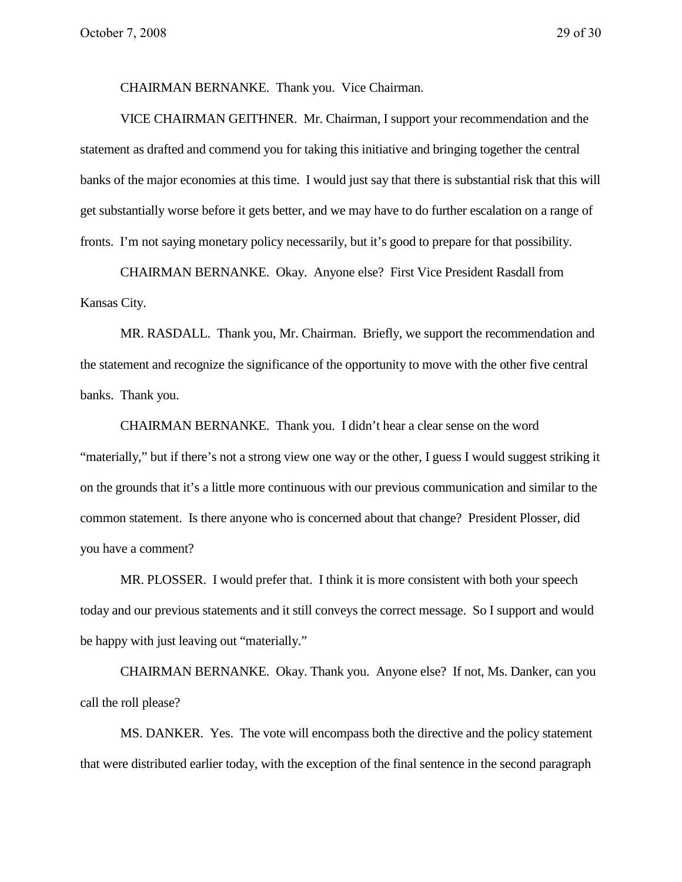CHAIRMAN BERNANKE. Thank you. Vice Chairman.

VICE CHAIRMAN GEITHNER. Mr. Chairman, I support your recommendation and the statement as drafted and commend you for taking this initiative and bringing together the central banks of the major economies at this time. I would just say that there is substantial risk that this will get substantially worse before it gets better, and we may have to do further escalation on a range of fronts. I'm not saying monetary policy necessarily, but it's good to prepare for that possibility.

CHAIRMAN BERNANKE. Okay. Anyone else? First Vice President Rasdall from Kansas City.

MR. RASDALL. Thank you, Mr. Chairman. Briefly, we support the recommendation and the statement and recognize the significance of the opportunity to move with the other five central banks. Thank you.

CHAIRMAN BERNANKE. Thank you. I didn't hear a clear sense on the word "materially," but if there's not a strong view one way or the other, I guess I would suggest striking it on the grounds that it's a little more continuous with our previous communication and similar to the common statement. Is there anyone who is concerned about that change? President Plosser, did you have a comment?

MR. PLOSSER. I would prefer that. I think it is more consistent with both your speech today and our previous statements and it still conveys the correct message. So I support and would be happy with just leaving out "materially."

CHAIRMAN BERNANKE. Okay. Thank you. Anyone else? If not, Ms. Danker, can you call the roll please?

MS. DANKER. Yes. The vote will encompass both the directive and the policy statement that were distributed earlier today, with the exception of the final sentence in the second paragraph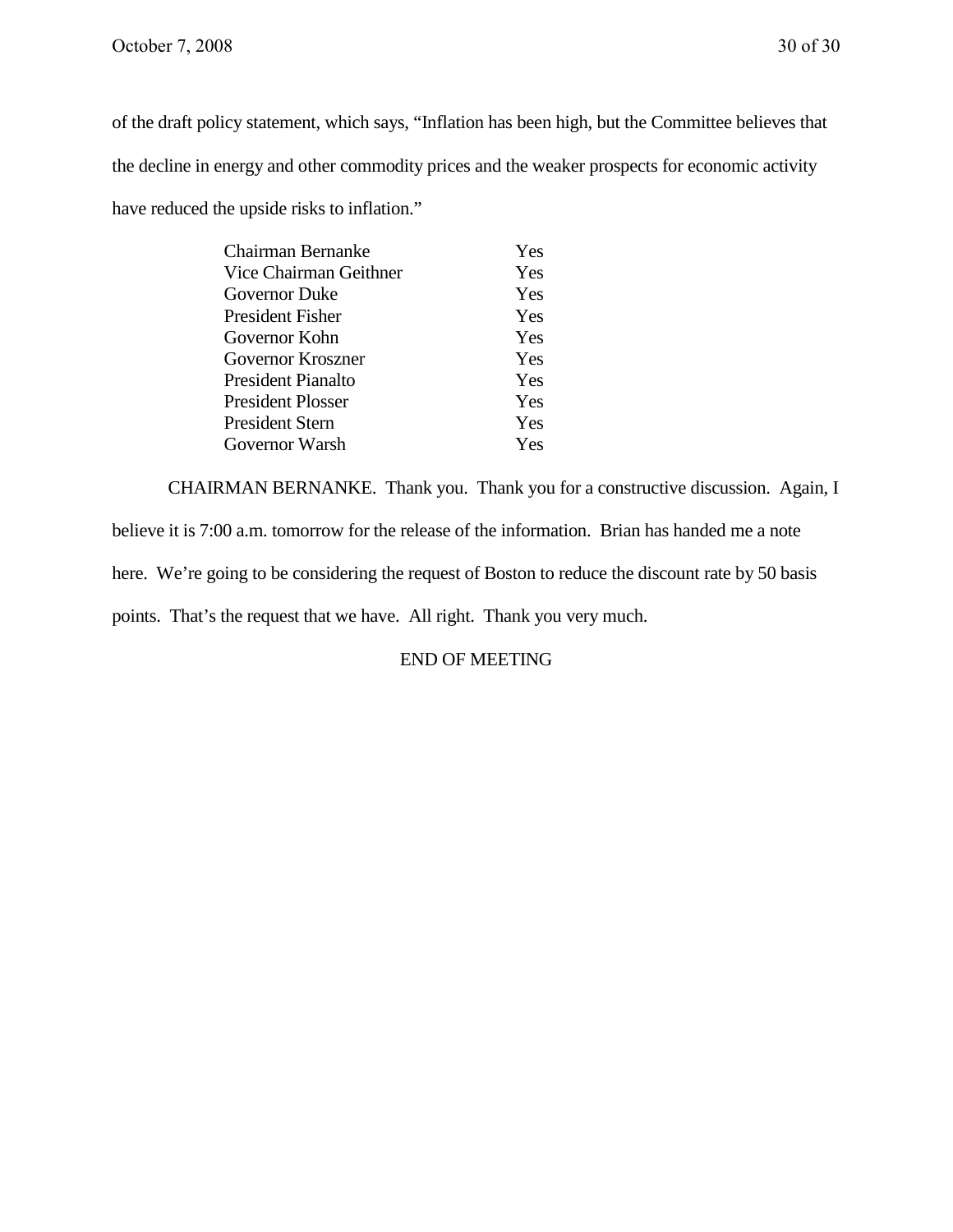of the draft policy statement, which says, “Inflation has been high, but the Committee believes that the decline in energy and other commodity prices and the weaker prospects for economic activity have reduced the upside risks to inflation.”

| | |
|---|---|
| Chairman Bernanke | Yes |
| Vice Chairman Geithner | Yes |
| Governor Duke | Yes |
| President Fisher | Yes |
| Governor Kohn | Yes |
| Governor Kroszner | Yes |
| President Pianalto | Yes |
| President Plosser | Yes |
| President Stern | Yes |
| Governor Warsh | Yes |

CHAIRMAN BERNANKE. Thank you. Thank you for a constructive discussion. Again, I believe it is 7:00 a.m. tomorrow for the release of the information. Brian has handed me a note here. We’re going to be considering the request of Boston to reduce the discount rate by 50 basis points. That’s the request that we have. All right. Thank you very much.

END OF MEETING